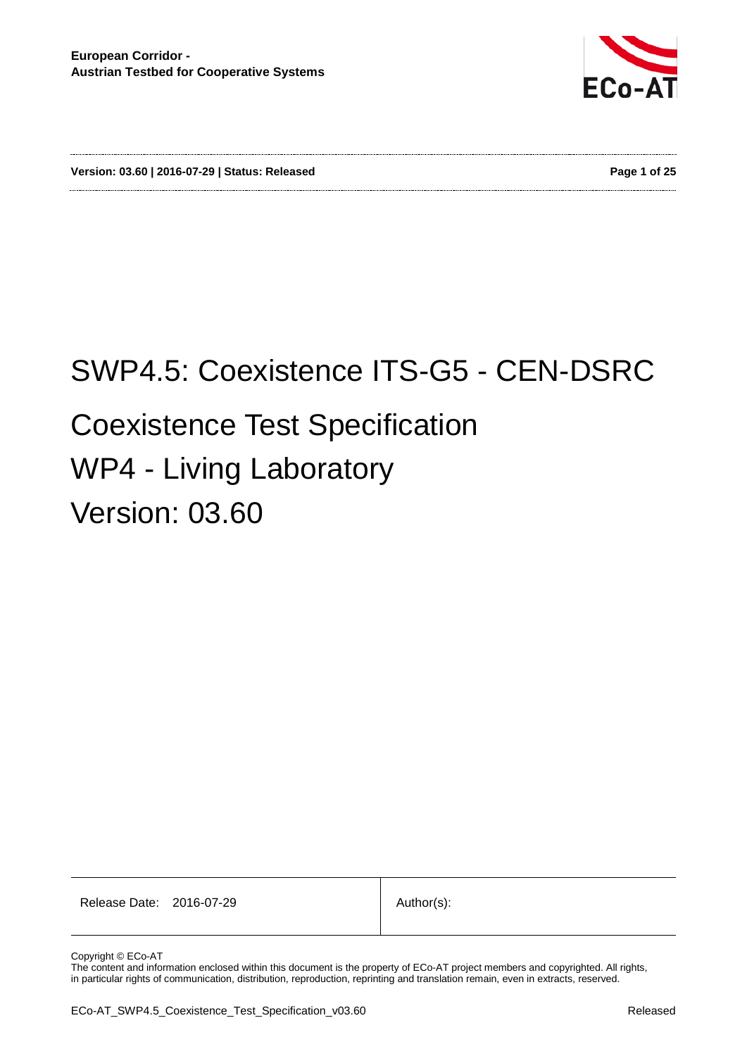European Corridor -
Austrian Testbed for Cooperative Systems

# SWP4.5: Coexistence ITS-G5 - CEN-DSRC

## Coexistence Test Specification

## WP4 - Living Laboratory

## Version: 03.60

| Release Date: 2016-07-29 | Author(s): |
|---|---|

Copyright © ECo-AT
The content and information enclosed within this document is the property of ECo-AT project members and copyrighted. All rights, in particular rights of communication, distribution, reproduction, reprinting and translation remain, even in extracts, reserved.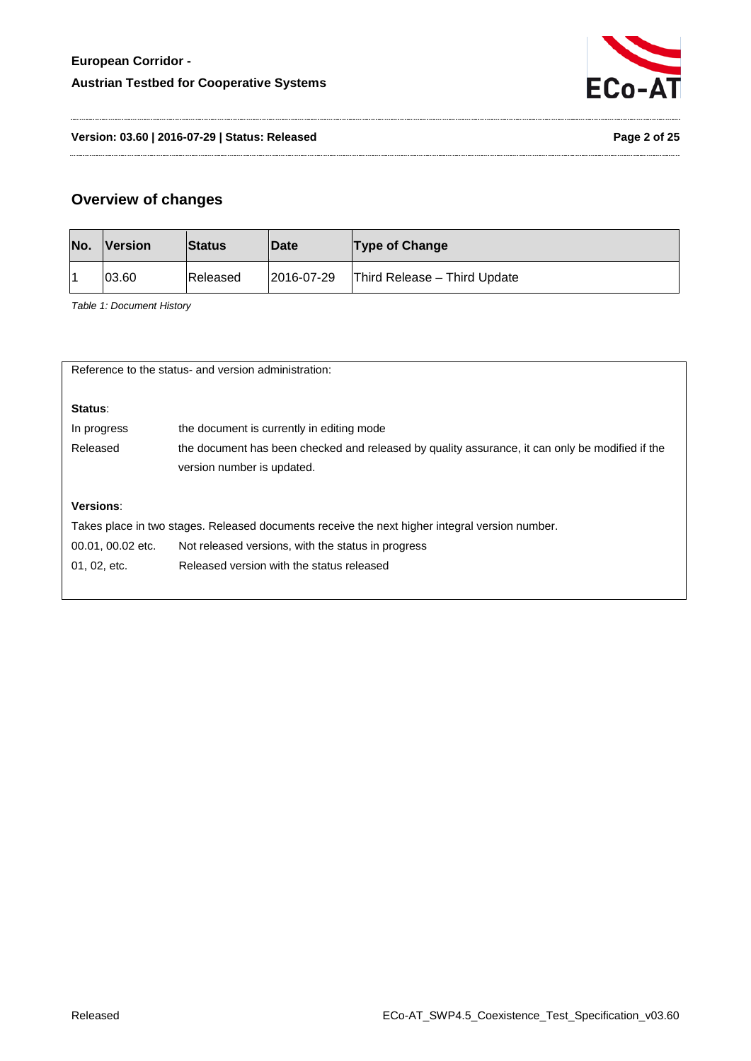## Overview of changes

| No. | Version | Status | Date | Type of Change |
|---|---|---|---|---|
| 1 | 03.60 | Released | 2016-07-29 | Third Release – Third Update |

*Table 1: Document History*

Reference to the status- and version administration:

**Status**:

| | |
|---|---|
| In progress | the document is currently in editing mode |
| Released | the document has been checked and released by quality assurance, it can only be modified if the version number is updated. |

**Versions**:

Takes place in two stages. Released documents receive the next higher integral version number.

| | |
|---|---|
| 00.01, 00.02 etc. | Not released versions, with the status in progress |
| 01, 02, etc. | Released version with the status released |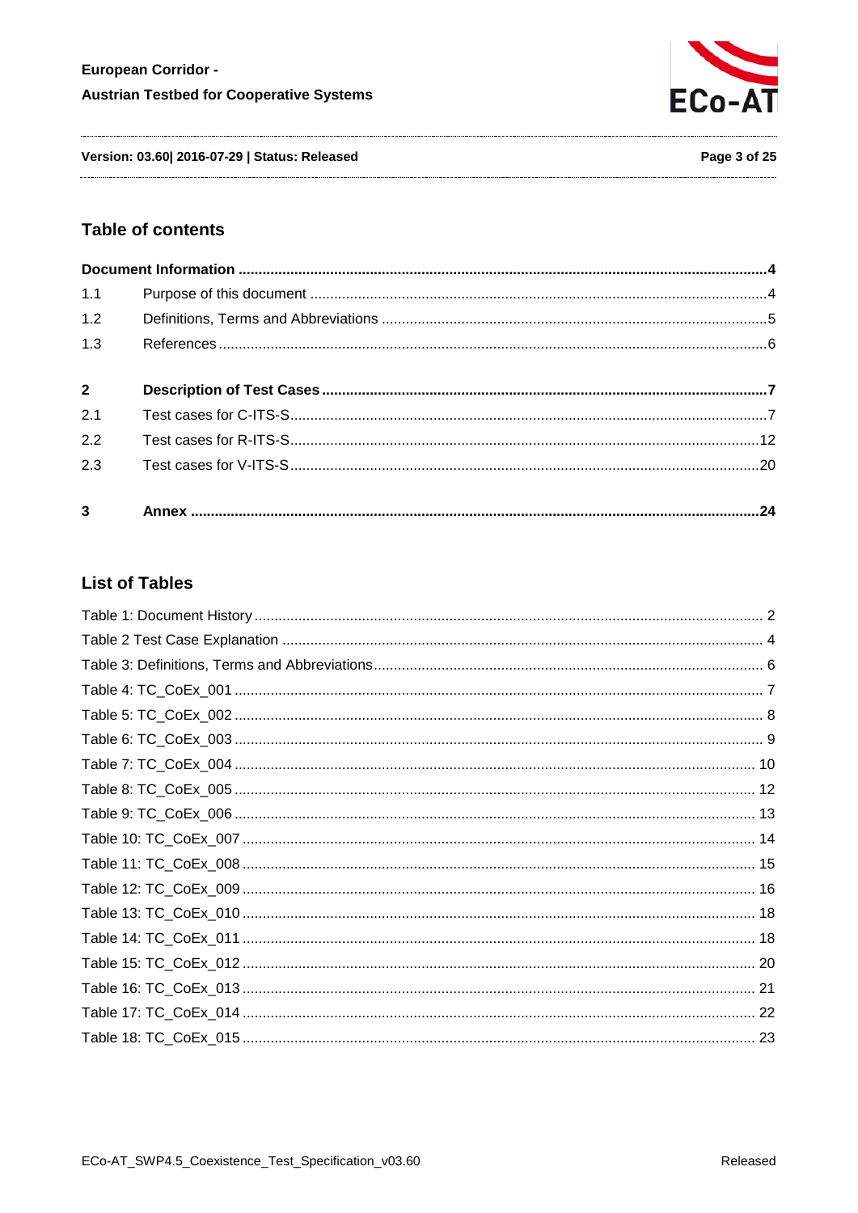## Table of contents

| | | |
|---|---|---|
| **Document Information** | | **4** |
| 1.1 | Purpose of this document | 4 |
| 1.2 | Definitions, Terms and Abbreviations | 5 |
| 1.3 | References | 6 |
| **2** | **Description of Test Cases** | **7** |
| 2.1 | Test cases for C-ITS-S | 7 |
| 2.2 | Test cases for R-ITS-S | 12 |
| 2.3 | Test cases for V-ITS-S | 20 |
| **3** | **Annex** | **24** |

## List of Tables

| | |
|---|---|
| Table 1: Document History | 2 |
| Table 2 Test Case Explanation | 4 |
| Table 3: Definitions, Terms and Abbreviations | 6 |
| Table 4: TC_CoEx_001 | 7 |
| Table 5: TC_CoEx_002 | 8 |
| Table 6: TC_CoEx_003 | 9 |
| Table 7: TC_CoEx_004 | 10 |
| Table 8: TC_CoEx_005 | 12 |
| Table 9: TC_CoEx_006 | 13 |
| Table 10: TC_CoEx_007 | 14 |
| Table 11: TC_CoEx_008 | 15 |
| Table 12: TC_CoEx_009 | 16 |
| Table 13: TC_CoEx_010 | 18 |
| Table 14: TC_CoEx_011 | 18 |
| Table 15: TC_CoEx_012 | 20 |
| Table 16: TC_CoEx_013 | 21 |
| Table 17: TC_CoEx_014 | 22 |
| Table 18: TC_CoEx_015 | 23 |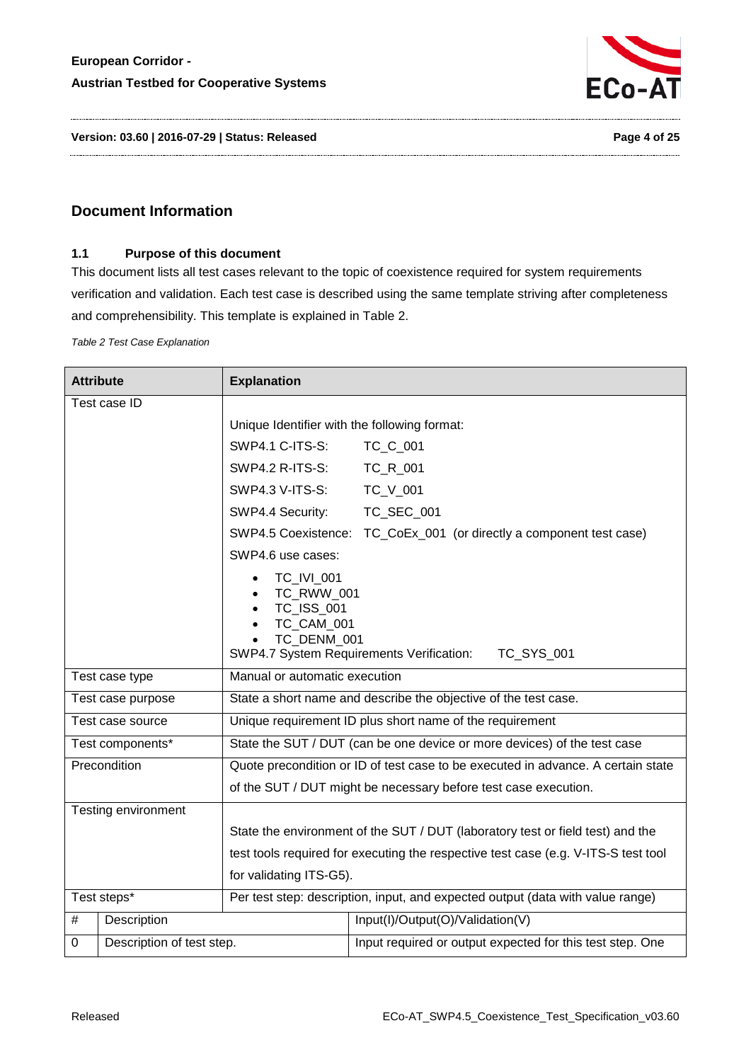## Document Information

### 1.1 Purpose of this document

This document lists all test cases relevant to the topic of coexistence required for system requirements verification and validation. Each test case is described using the same template striving after completeness and comprehensibility. This template is explained in Table 2.

*Table 2 Test Case Explanation*

| Attribute | | Explanation | |
|---|---|---|---|
| Test case ID | | Unique Identifier with the following format:<br>SWP4.1 C-ITS-S: TC_C_001<br>SWP4.2 R-ITS-S: TC_R_001<br>SWP4.3 V-ITS-S: TC_V_001<br>SWP4.4 Security: TC_SEC_001<br>SWP4.5 Coexistence: TC_CoEx_001 (or directly a component test case)<br>SWP4.6 use cases:<br>• TC_IVI_001<br>• TC_RWW_001<br>• TC_ISS_001<br>• TC_CAM_001<br>• TC_DENM_001<br>SWP4.7 System Requirements Verification: TC_SYS_001 | |
| Test case type | | Manual or automatic execution | |
| Test case purpose | | State a short name and describe the objective of the test case. | |
| Test case source | | Unique requirement ID plus short name of the requirement | |
| Test components* | | State the SUT / DUT (can be one device or more devices) of the test case | |
| Precondition | | Quote precondition or ID of test case to be executed in advance. A certain state of the SUT / DUT might be necessary before test case execution. | |
| Testing environment | | State the environment of the SUT / DUT (laboratory test or field test) and the test tools required for executing the respective test case (e.g. V-ITS-S test tool for validating ITS-G5). | |
| Test steps* | | Per test step: description, input, and expected output (data with value range) | |
| # | Description | | Input(I)/Output(O)/Validation(V) |
| 0 | Description of test step. | | Input required or output expected for this test step. One |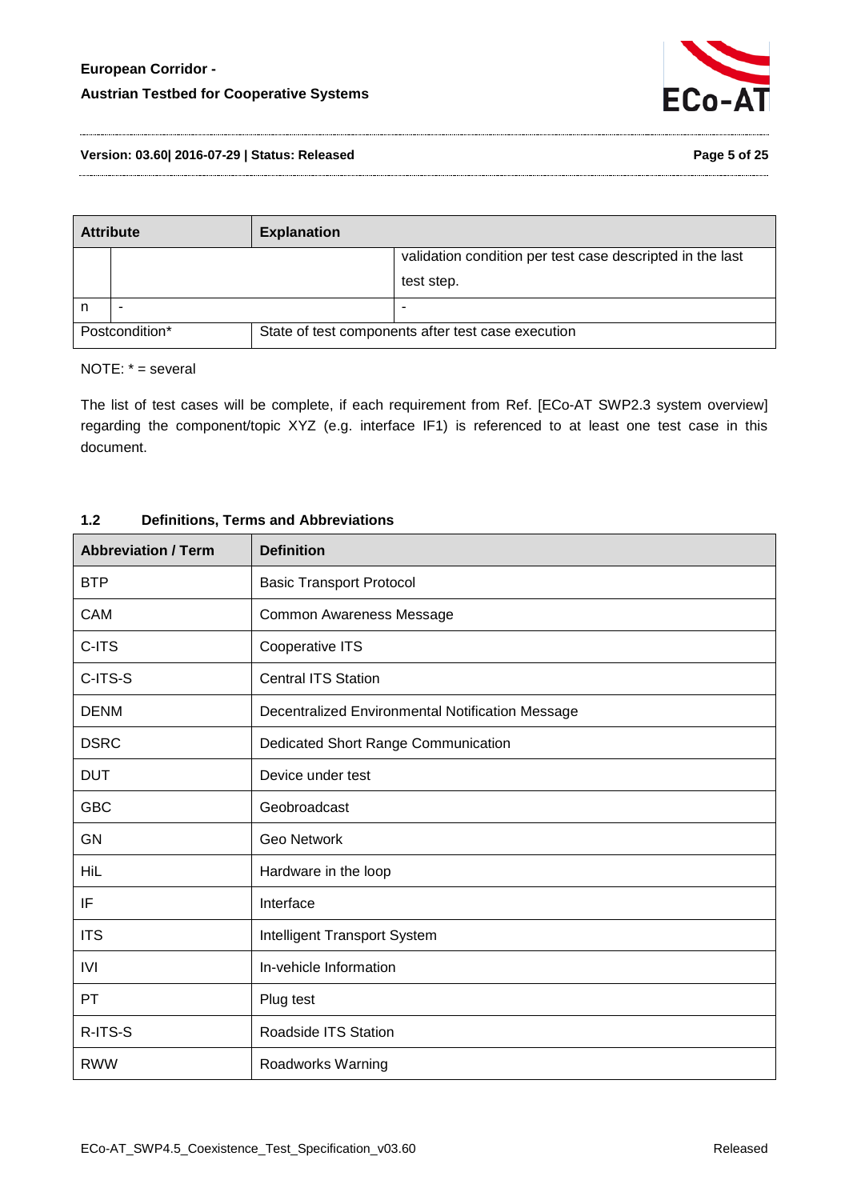| Attribute | | Explanation |
|---|---|---|
| | | validation condition per test case descripted in the last test step. |
| n | - | - |
| Postcondition* | | State of test components after test case execution |

NOTE: * = several

The list of test cases will be complete, if each requirement from Ref. [ECo-AT SWP2.3 system overview] regarding the component/topic XYZ (e.g. interface IF1) is referenced to at least one test case in this document.

### 1.2 Definitions, Terms and Abbreviations

| Abbreviation / Term | Definition |
|---|---|
| BTP | Basic Transport Protocol |
| CAM | Common Awareness Message |
| C-ITS | Cooperative ITS |
| C-ITS-S | Central ITS Station |
| DENM | Decentralized Environmental Notification Message |
| DSRC | Dedicated Short Range Communication |
| DUT | Device under test |
| GBC | Geobroadcast |
| GN | Geo Network |
| HiL | Hardware in the loop |
| IF | Interface |
| ITS | Intelligent Transport System |
| IVI | In-vehicle Information |
| PT | Plug test |
| R-ITS-S | Roadside ITS Station |
| RWW | Roadworks Warning |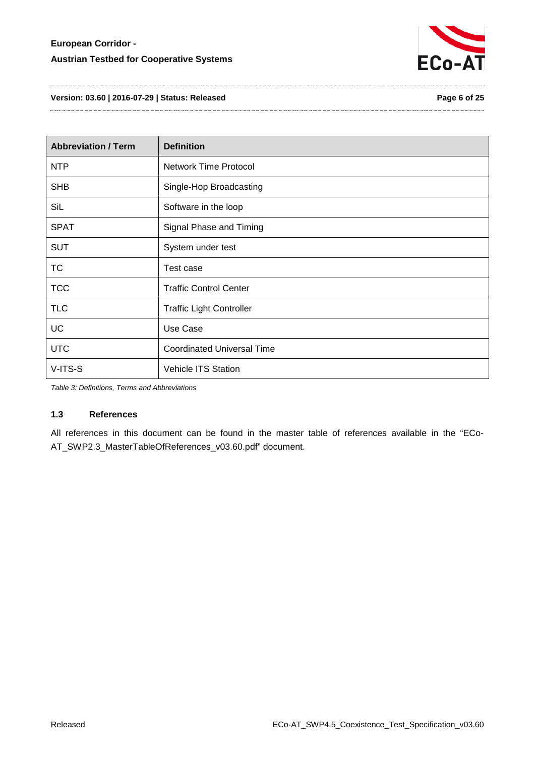| Abbreviation / Term | Definition |
| --- | --- |
| NTP | Network Time Protocol |
| SHB | Single-Hop Broadcasting |
| SiL | Software in the loop |
| SPAT | Signal Phase and Timing |
| SUT | System under test |
| TC | Test case |
| TCC | Traffic Control Center |
| TLC | Traffic Light Controller |
| UC | Use Case |
| UTC | Coordinated Universal Time |
| V-ITS-S | Vehicle ITS Station |

*Table 3: Definitions, Terms and Abbreviations*

### 1.3 References

All references in this document can be found in the master table of references available in the "ECo-AT_SWP2.3_MasterTableOfReferences_v03.60.pdf" document.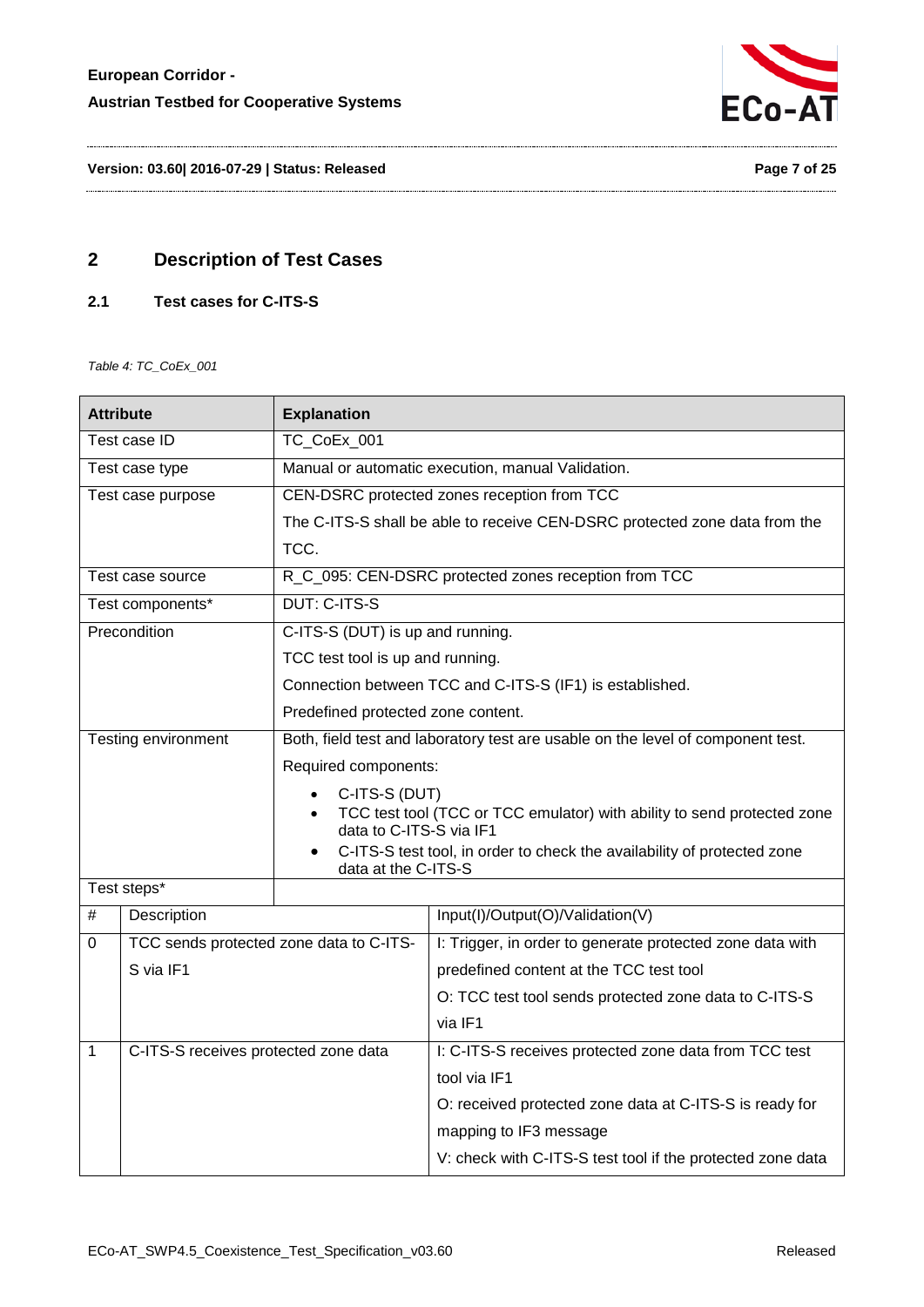## 2 Description of Test Cases

### 2.1 Test cases for C-ITS-S

*Table 4: TC_CoEx_001*

| Attribute | Explanation | |
|---|---|---|
| Test case ID | TC_CoEx_001 | |
| Test case type | Manual or automatic execution, manual Validation. | |
| Test case purpose | CEN-DSRC protected zones reception from TCC<br>The C-ITS-S shall be able to receive CEN-DSRC protected zone data from the TCC. | |
| Test case source | R_C_095: CEN-DSRC protected zones reception from TCC | |
| Test components* | DUT: C-ITS-S | |
| Precondition | C-ITS-S (DUT) is up and running.<br>TCC test tool is up and running.<br>Connection between TCC and C-ITS-S (IF1) is established.<br>Predefined protected zone content. | |
| Testing environment | Both, field test and laboratory test are usable on the level of component test.<br>Required components:<br>• C-ITS-S (DUT)<br>• TCC test tool (TCC or TCC emulator) with ability to send protected zone data to C-ITS-S via IF1<br>• C-ITS-S test tool, in order to check the availability of protected zone data at the C-ITS-S | |
| Test steps* | | |
| # | Description | Input(I)/Output(O)/Validation(V) |
| 0 | TCC sends protected zone data to C-ITS-S via IF1 | I: Trigger, in order to generate protected zone data with predefined content at the TCC test tool<br>O: TCC test tool sends protected zone data to C-ITS-S via IF1 |
| 1 | C-ITS-S receives protected zone data | I: C-ITS-S receives protected zone data from TCC test tool via IF1<br>O: received protected zone data at C-ITS-S is ready for mapping to IF3 message<br>V: check with C-ITS-S test tool if the protected zone data |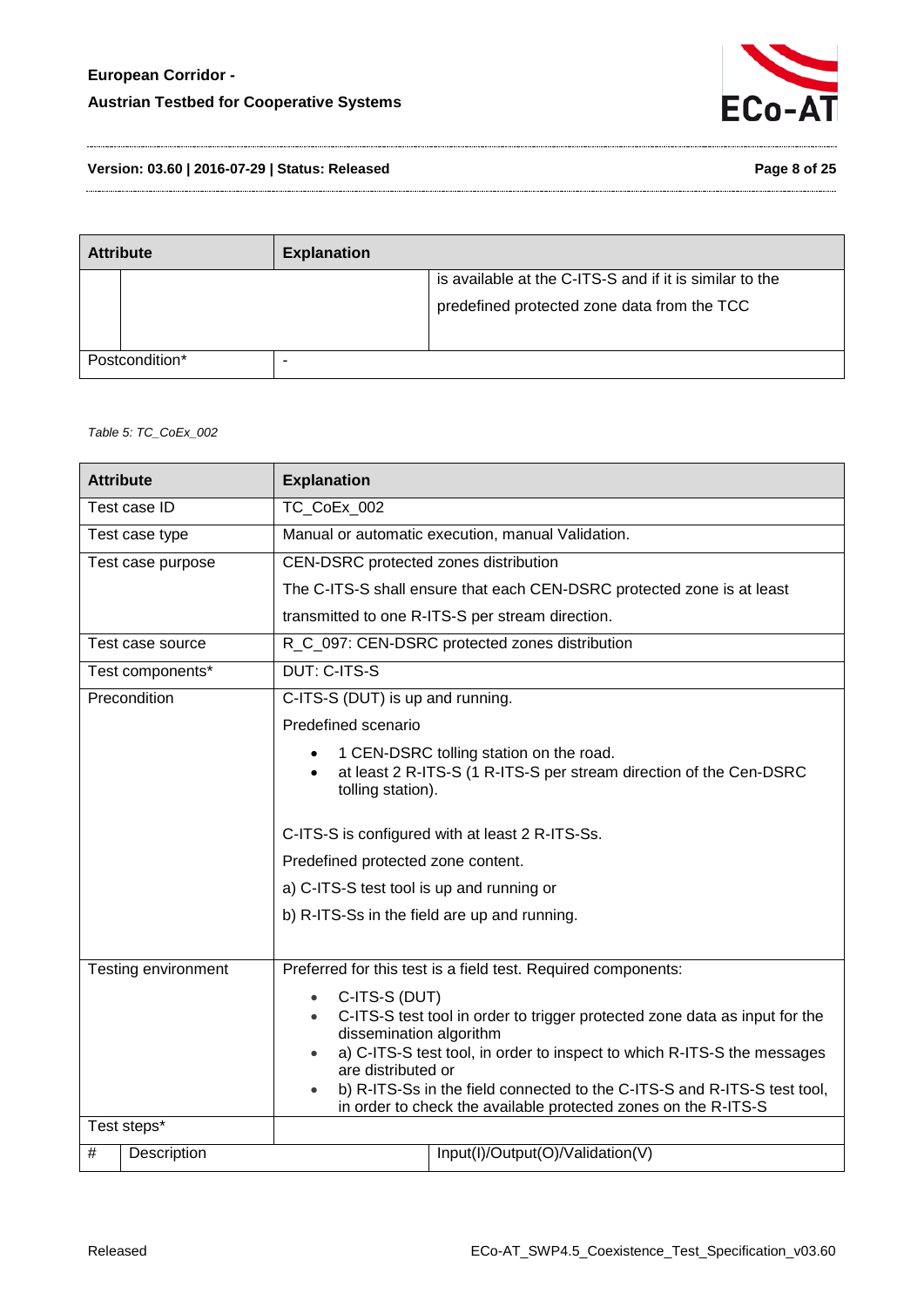| Attribute | | Explanation |
|---|---|---|
| | | is available at the C-ITS-S and if it is similar to the predefined protected zone data from the TCC |
| Postcondition* | | - |

*Table 5: TC_CoEx_002*

| Attribute | | Explanation |
|---|---|---|
| Test case ID | | TC_CoEx_002 |
| Test case type | | Manual or automatic execution, manual Validation. |
| Test case purpose | | CEN-DSRC protected zones distribution<br>The C-ITS-S shall ensure that each CEN-DSRC protected zone is at least transmitted to one R-ITS-S per stream direction. |
| Test case source | | R_C_097: CEN-DSRC protected zones distribution |
| Test components* | | DUT: C-ITS-S |
| Precondition | | C-ITS-S (DUT) is up and running.<br>Predefined scenario<br>• 1 CEN-DSRC tolling station on the road.<br>• at least 2 R-ITS-S (1 R-ITS-S per stream direction of the Cen-DSRC tolling station).<br><br>C-ITS-S is configured with at least 2 R-ITS-Ss.<br>Predefined protected zone content.<br>a) C-ITS-S test tool is up and running or<br>b) R-ITS-Ss in the field are up and running. |
| Testing environment | | Preferred for this test is a field test. Required components:<br>• C-ITS-S (DUT)<br>• C-ITS-S test tool in order to trigger protected zone data as input for the dissemination algorithm<br>• a) C-ITS-S test tool, in order to inspect to which R-ITS-S the messages are distributed or<br>• b) R-ITS-Ss in the field connected to the C-ITS-S and R-ITS-S test tool, in order to check the available protected zones on the R-ITS-S |
| Test steps* | | |
| # | Description | Input(I)/Output(O)/Validation(V) |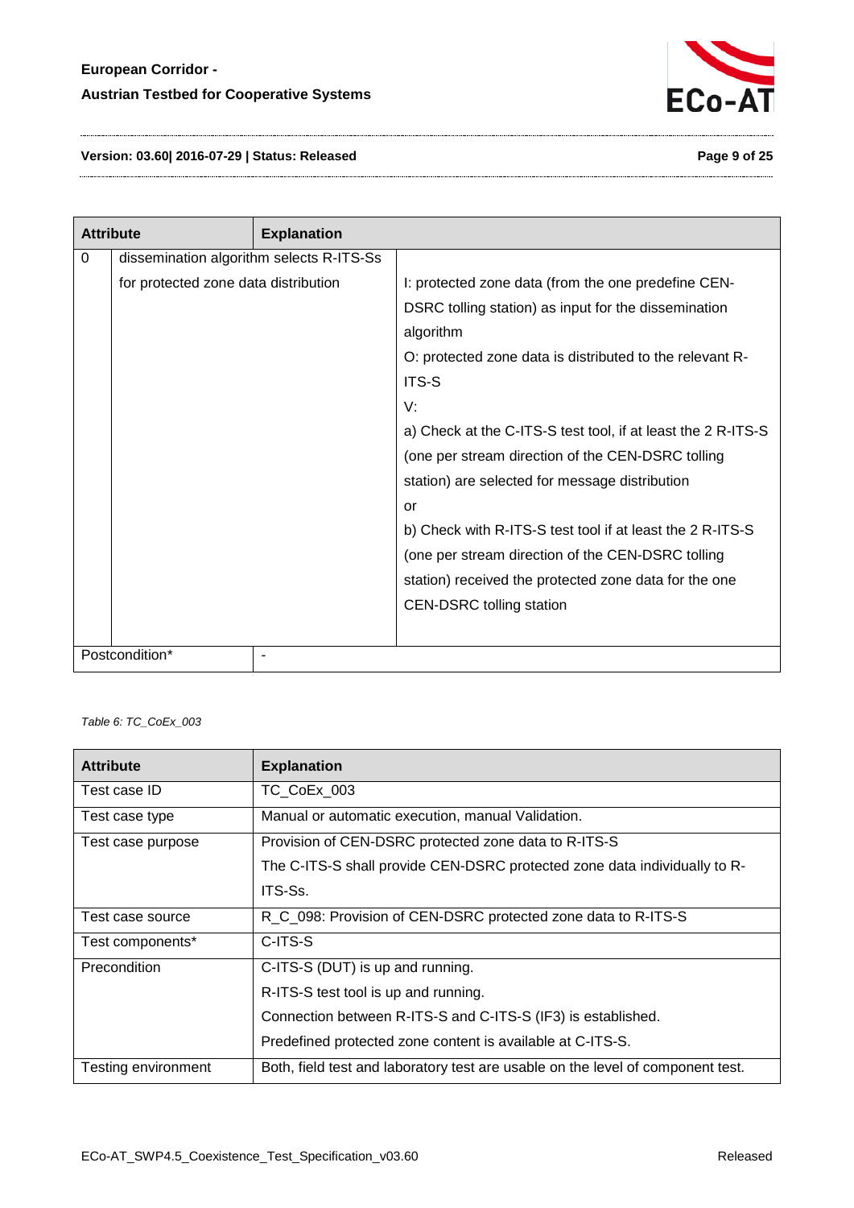| Attribute | Explanation | |
|---|---|---|
| 0 | dissemination algorithm selects R-ITS-Ss for protected zone data distribution | I: protected zone data (from the one predefine CEN-DSRC tolling station) as input for the dissemination algorithm<br>O: protected zone data is distributed to the relevant R-ITS-S<br>V:<br>a) Check at the C-ITS-S test tool, if at least the 2 R-ITS-S (one per stream direction of the CEN-DSRC tolling station) are selected for message distribution<br>or<br>b) Check with R-ITS-S test tool if at least the 2 R-ITS-S (one per stream direction of the CEN-DSRC tolling station) received the protected zone data for the one CEN-DSRC tolling station |
| Postcondition* | - | |

*Table 6: TC_CoEx_003*

| Attribute | Explanation |
|---|---|
| Test case ID | TC_CoEx_003 |
| Test case type | Manual or automatic execution, manual Validation. |
| Test case purpose | Provision of CEN-DSRC protected zone data to R-ITS-S<br>The C-ITS-S shall provide CEN-DSRC protected zone data individually to R-ITS-Ss. |
| Test case source | R_C_098: Provision of CEN-DSRC protected zone data to R-ITS-S |
| Test components* | C-ITS-S |
| Precondition | C-ITS-S (DUT) is up and running.<br>R-ITS-S test tool is up and running.<br>Connection between R-ITS-S and C-ITS-S (IF3) is established.<br>Predefined protected zone content is available at C-ITS-S. |
| Testing environment | Both, field test and laboratory test are usable on the level of component test. |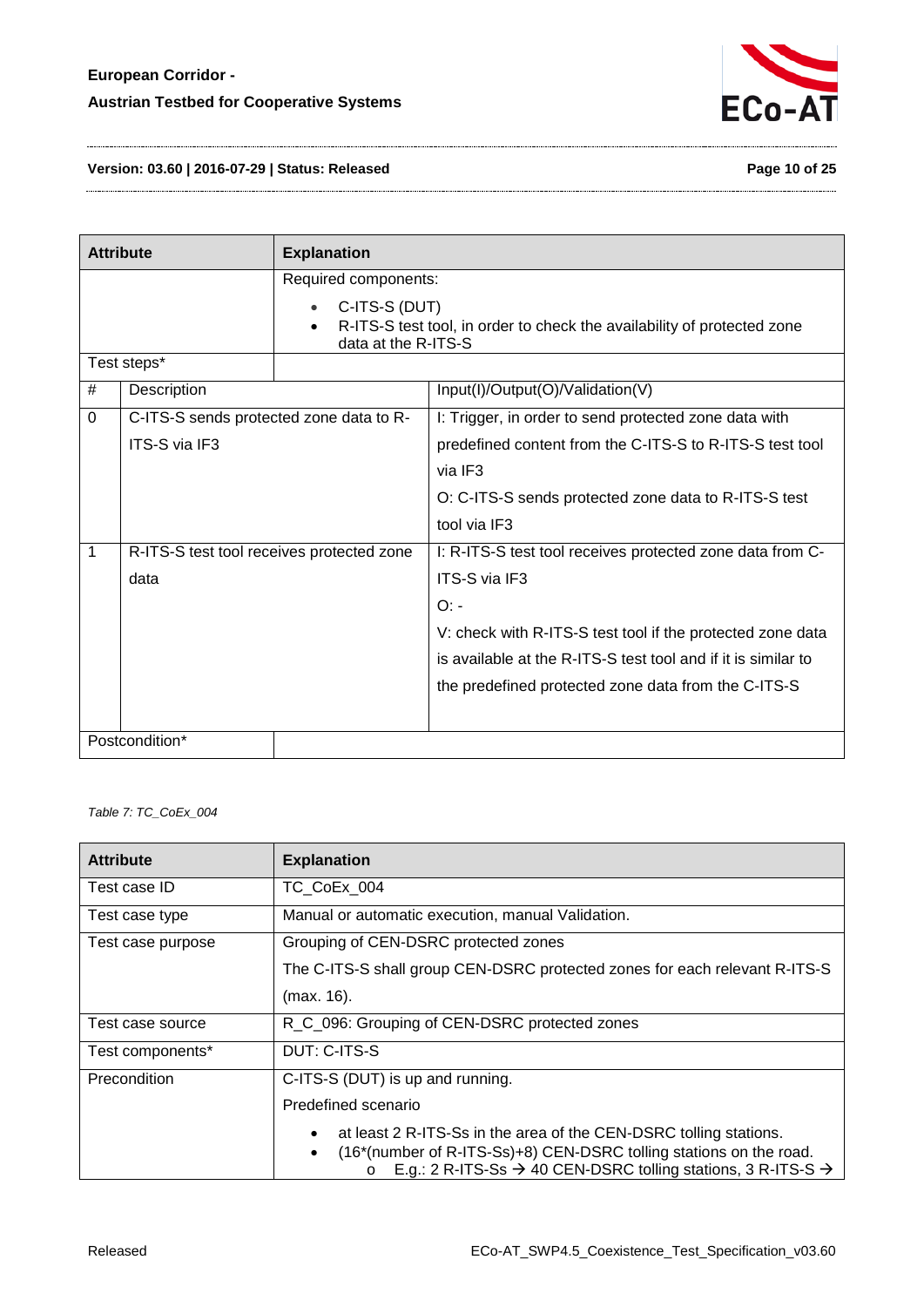| Attribute | Explanation | |
|---|---|---|
| | Required components:<br>• C-ITS-S (DUT)<br>• R-ITS-S test tool, in order to check the availability of protected zone data at the R-ITS-S | |
| Test steps* | | |
| # | Description | Input(I)/Output(O)/Validation(V) |
| 0 | C-ITS-S sends protected zone data to R-ITS-S via IF3 | I: Trigger, in order to send protected zone data with predefined content from the C-ITS-S to R-ITS-S test tool via IF3<br>O: C-ITS-S sends protected zone data to R-ITS-S test tool via IF3 |
| 1 | R-ITS-S test tool receives protected zone data | I: R-ITS-S test tool receives protected zone data from C-ITS-S via IF3<br>O: -<br>V: check with R-ITS-S test tool if the protected zone data is available at the R-ITS-S test tool and if it is similar to the predefined protected zone data from the C-ITS-S |
| Postcondition* | | |

*Table 7: TC_CoEx_004*

| Attribute | Explanation |
|---|---|
| Test case ID | TC_CoEx_004 |
| Test case type | Manual or automatic execution, manual Validation. |
| Test case purpose | Grouping of CEN-DSRC protected zones<br>The C-ITS-S shall group CEN-DSRC protected zones for each relevant R-ITS-S (max. 16). |
| Test case source | R_C_096: Grouping of CEN-DSRC protected zones |
| Test components* | DUT: C-ITS-S |
| Precondition | C-ITS-S (DUT) is up and running.<br>Predefined scenario<br>• at least 2 R-ITS-Ss in the area of the CEN-DSRC tolling stations.<br>• (16*(number of R-ITS-Ss)+8) CEN-DSRC tolling stations on the road.<br>  o E.g.: 2 R-ITS-Ss → 40 CEN-DSRC tolling stations, 3 R-ITS-S → |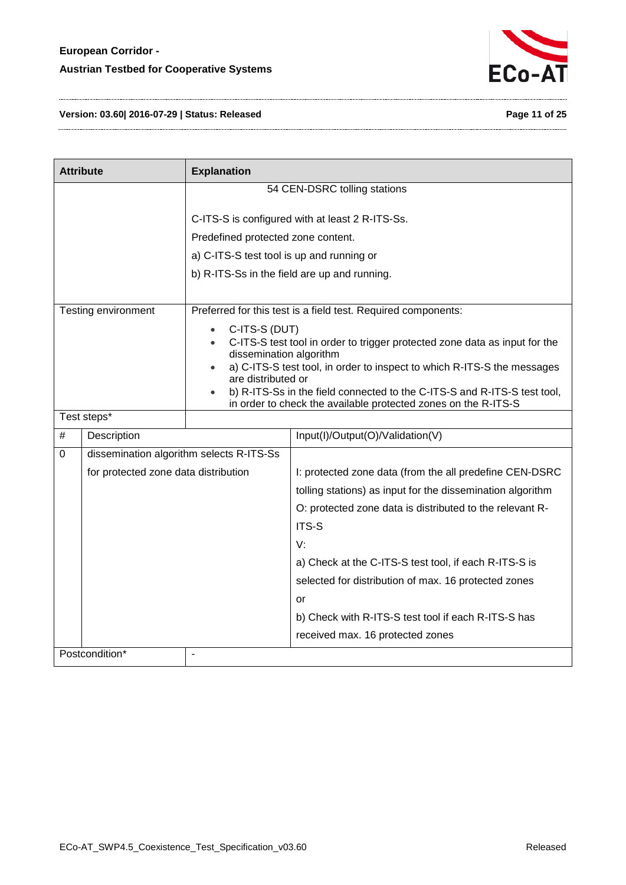| Attribute | Explanation | |
|---|---|---|
| | 54 CEN-DSRC tolling stations<br><br>C-ITS-S is configured with at least 2 R-ITS-Ss.<br>Predefined protected zone content.<br>a) C-ITS-S test tool is up and running or<br>b) R-ITS-Ss in the field are up and running. | |
| Testing environment | Preferred for this test is a field test. Required components:<br>• C-ITS-S (DUT)<br>• C-ITS-S test tool in order to trigger protected zone data as input for the dissemination algorithm<br>• a) C-ITS-S test tool, in order to inspect to which R-ITS-S the messages are distributed or<br>• b) R-ITS-Ss in the field connected to the C-ITS-S and R-ITS-S test tool, in order to check the available protected zones on the R-ITS-S | |
| Test steps* | | |

| # | Description | Input(I)/Output(O)/Validation(V) |
|---|---|---|
| 0 | dissemination algorithm selects R-ITS-Ss for protected zone data distribution | I: protected zone data (from the all predefine CEN-DSRC tolling stations) as input for the dissemination algorithm<br>O: protected zone data is distributed to the relevant R-ITS-S<br>V:<br>a) Check at the C-ITS-S test tool, if each R-ITS-S is selected for distribution of max. 16 protected zones<br>or<br>b) Check with R-ITS-S test tool if each R-ITS-S has received max. 16 protected zones |

| Postcondition* | - |
|---|---|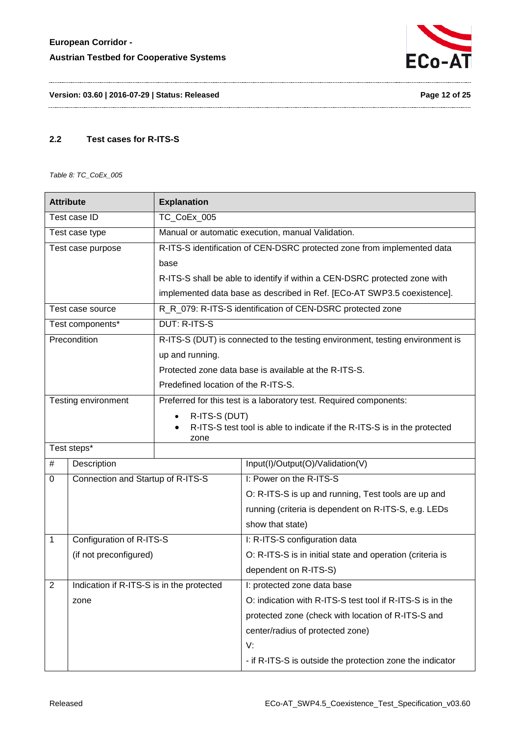## 2.2 Test cases for R-ITS-S

*Table 8: TC_CoEx_005*

| Attribute | Explanation | |
|---|---|---|
| Test case ID | TC_CoEx_005 | |
| Test case type | Manual or automatic execution, manual Validation. | |
| Test case purpose | R-ITS-S identification of CEN-DSRC protected zone from implemented data base<br>R-ITS-S shall be able to identify if within a CEN-DSRC protected zone with implemented data base as described in Ref. [ECo-AT SWP3.5 coexistence]. | |
| Test case source | R_R_079: R-ITS-S identification of CEN-DSRC protected zone | |
| Test components* | DUT: R-ITS-S | |
| Precondition | R-ITS-S (DUT) is connected to the testing environment, testing environment is up and running.<br>Protected zone data base is available at the R-ITS-S.<br>Predefined location of the R-ITS-S. | |
| Testing environment | Preferred for this test is a laboratory test. Required components:<br>• R-ITS-S (DUT)<br>• R-ITS-S test tool is able to indicate if the R-ITS-S is in the protected zone | |
| Test steps* | | |
| # | Description | Input(I)/Output(O)/Validation(V) |
| 0 | Connection and Startup of R-ITS-S | I: Power on the R-ITS-S<br>O: R-ITS-S is up and running, Test tools are up and running (criteria is dependent on R-ITS-S, e.g. LEDs show that state) |
| 1 | Configuration of R-ITS-S<br>(if not preconfigured) | I: R-ITS-S configuration data<br>O: R-ITS-S is in initial state and operation (criteria is dependent on R-ITS-S) |
| 2 | Indication if R-ITS-S is in the protected zone | I: protected zone data base<br>O: indication with R-ITS-S test tool if R-ITS-S is in the protected zone (check with location of R-ITS-S and center/radius of protected zone)<br>V:<br>- if R-ITS-S is outside the protection zone the indicator |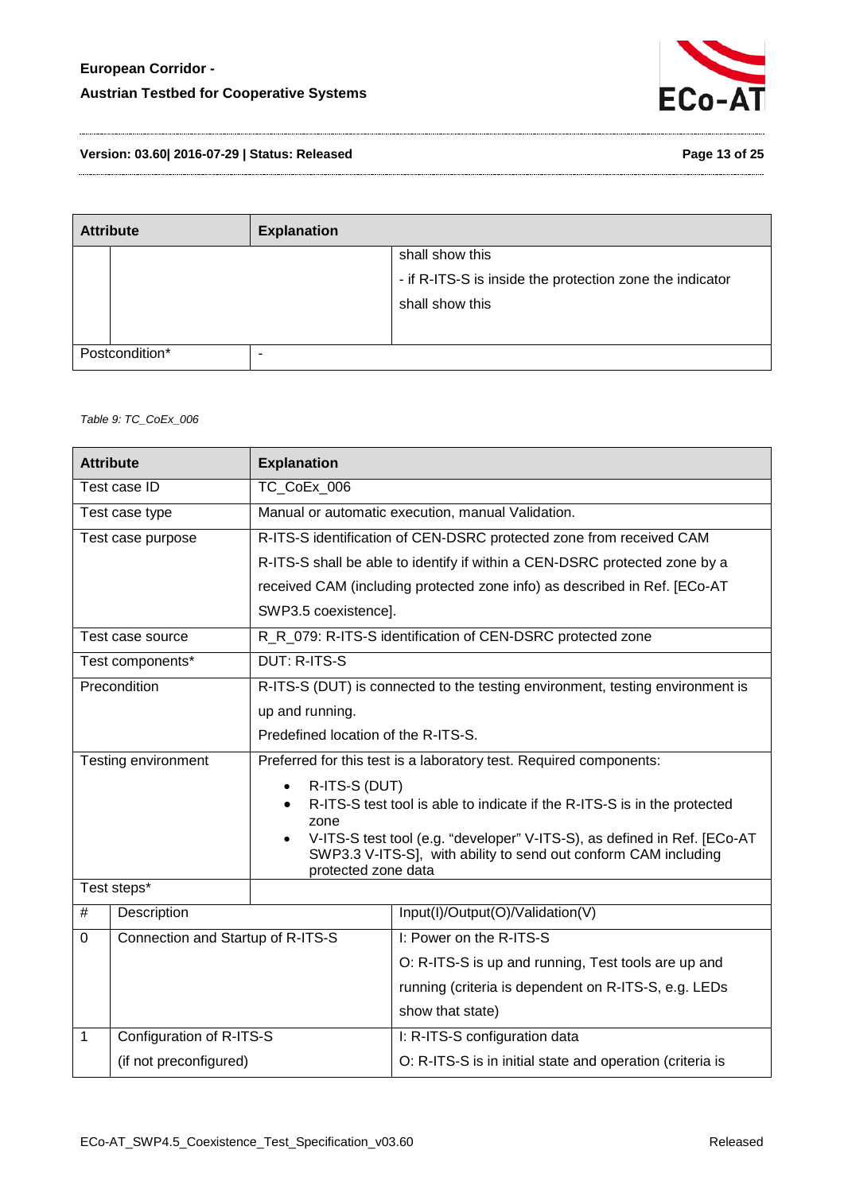| Attribute | Explanation | |
|---|---|---|
| | | shall show this<br>- if R-ITS-S is inside the protection zone the indicator shall show this |
| Postcondition* | - | |

*Table 9: TC_CoEx_006*

| Attribute | | Explanation |
|---|---|---|
| Test case ID | | TC_CoEx_006 |
| Test case type | | Manual or automatic execution, manual Validation. |
| Test case purpose | | R-ITS-S identification of CEN-DSRC protected zone from received CAM<br>R-ITS-S shall be able to identify if within a CEN-DSRC protected zone by a received CAM (including protected zone info) as described in Ref. [ECo-AT SWP3.5 coexistence]. |
| Test case source | | R_R_079: R-ITS-S identification of CEN-DSRC protected zone |
| Test components* | | DUT: R-ITS-S |
| Precondition | | R-ITS-S (DUT) is connected to the testing environment, testing environment is up and running.<br>Predefined location of the R-ITS-S. |
| Testing environment | | Preferred for this test is a laboratory test. Required components:<br>• R-ITS-S (DUT)<br>• R-ITS-S test tool is able to indicate if the R-ITS-S is in the protected zone<br>• V-ITS-S test tool (e.g. "developer" V-ITS-S), as defined in Ref. [ECo-AT SWP3.3 V-ITS-S], with ability to send out conform CAM including protected zone data |
| Test steps* | | |
| # | Description | Input(I)/Output(O)/Validation(V) |
| 0 | Connection and Startup of R-ITS-S | I: Power on the R-ITS-S<br>O: R-ITS-S is up and running, Test tools are up and running (criteria is dependent on R-ITS-S, e.g. LEDs show that state) |
| 1 | Configuration of R-ITS-S<br>(if not preconfigured) | I: R-ITS-S configuration data<br>O: R-ITS-S is in initial state and operation (criteria is |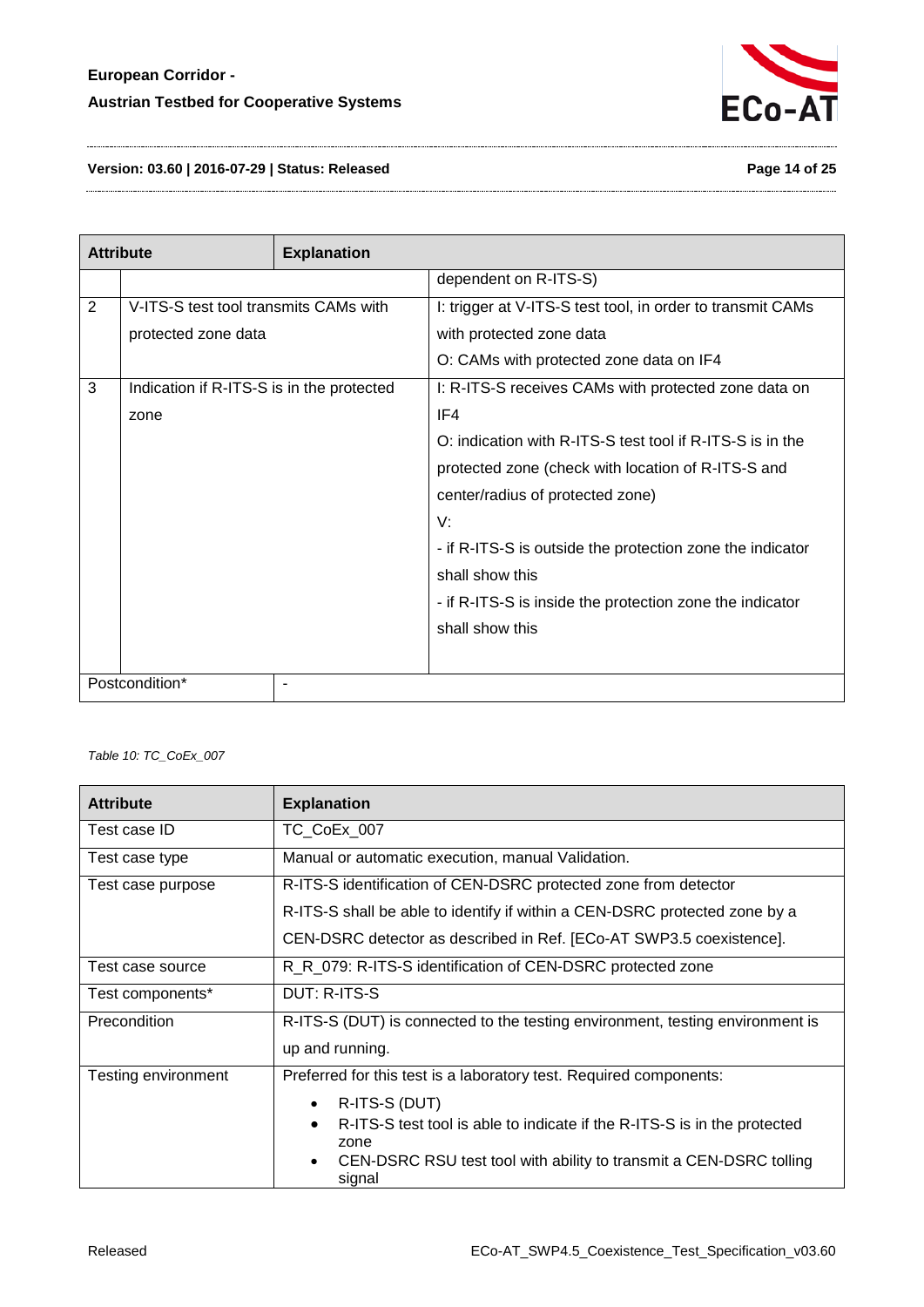| Attribute | Explanation | |
|---|---|---|
| | | dependent on R-ITS-S) |
| 2 | V-ITS-S test tool transmits CAMs with protected zone data | I: trigger at V-ITS-S test tool, in order to transmit CAMs with protected zone data<br>O: CAMs with protected zone data on IF4 |
| 3 | Indication if R-ITS-S is in the protected zone | I: R-ITS-S receives CAMs with protected zone data on IF4<br>O: indication with R-ITS-S test tool if R-ITS-S is in the protected zone (check with location of R-ITS-S and center/radius of protected zone)<br>V:<br>- if R-ITS-S is outside the protection zone the indicator shall show this<br>- if R-ITS-S is inside the protection zone the indicator shall show this |
| Postcondition* | - | |

*Table 10: TC_CoEx_007*

| Attribute | Explanation |
|---|---|
| Test case ID | TC_CoEx_007 |
| Test case type | Manual or automatic execution, manual Validation. |
| Test case purpose | R-ITS-S identification of CEN-DSRC protected zone from detector<br>R-ITS-S shall be able to identify if within a CEN-DSRC protected zone by a CEN-DSRC detector as described in Ref. [ECo-AT SWP3.5 coexistence]. |
| Test case source | R_R_079: R-ITS-S identification of CEN-DSRC protected zone |
| Test components* | DUT: R-ITS-S |
| Precondition | R-ITS-S (DUT) is connected to the testing environment, testing environment is up and running. |
| Testing environment | Preferred for this test is a laboratory test. Required components:<br>• R-ITS-S (DUT)<br>• R-ITS-S test tool is able to indicate if the R-ITS-S is in the protected zone<br>• CEN-DSRC RSU test tool with ability to transmit a CEN-DSRC tolling signal |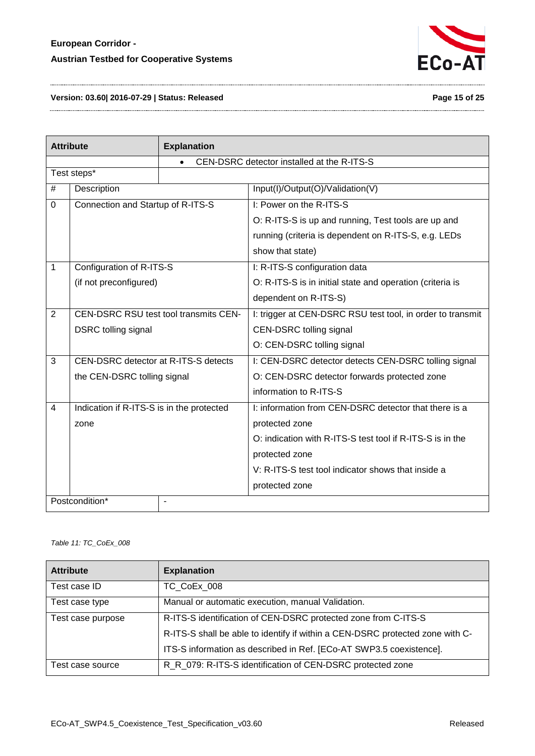| Attribute | Explanation | |
|---|---|---|
| | • CEN-DSRC detector installed at the R-ITS-S | |
| Test steps* | | |
| # | Description | Input(I)/Output(O)/Validation(V) |
| 0 | Connection and Startup of R-ITS-S | I: Power on the R-ITS-S<br>O: R-ITS-S is up and running, Test tools are up and running (criteria is dependent on R-ITS-S, e.g. LEDs show that state) |
| 1 | Configuration of R-ITS-S<br>(if not preconfigured) | I: R-ITS-S configuration data<br>O: R-ITS-S is in initial state and operation (criteria is dependent on R-ITS-S) |
| 2 | CEN-DSRC RSU test tool transmits CEN-DSRC tolling signal | I: trigger at CEN-DSRC RSU test tool, in order to transmit CEN-DSRC tolling signal<br>O: CEN-DSRC tolling signal |
| 3 | CEN-DSRC detector at R-ITS-S detects the CEN-DSRC tolling signal | I: CEN-DSRC detector detects CEN-DSRC tolling signal<br>O: CEN-DSRC detector forwards protected zone information to R-ITS-S |
| 4 | Indication if R-ITS-S is in the protected zone | I: information from CEN-DSRC detector that there is a protected zone<br>O: indication with R-ITS-S test tool if R-ITS-S is in the protected zone<br>V: R-ITS-S test tool indicator shows that inside a protected zone |
| Postcondition* | - | |

*Table 11: TC_CoEx_008*

| Attribute | Explanation |
|---|---|
| Test case ID | TC_CoEx_008 |
| Test case type | Manual or automatic execution, manual Validation. |
| Test case purpose | R-ITS-S identification of CEN-DSRC protected zone from C-ITS-S<br>R-ITS-S shall be able to identify if within a CEN-DSRC protected zone with C-ITS-S information as described in Ref. [ECo-AT SWP3.5 coexistence]. |
| Test case source | R_R_079: R-ITS-S identification of CEN-DSRC protected zone |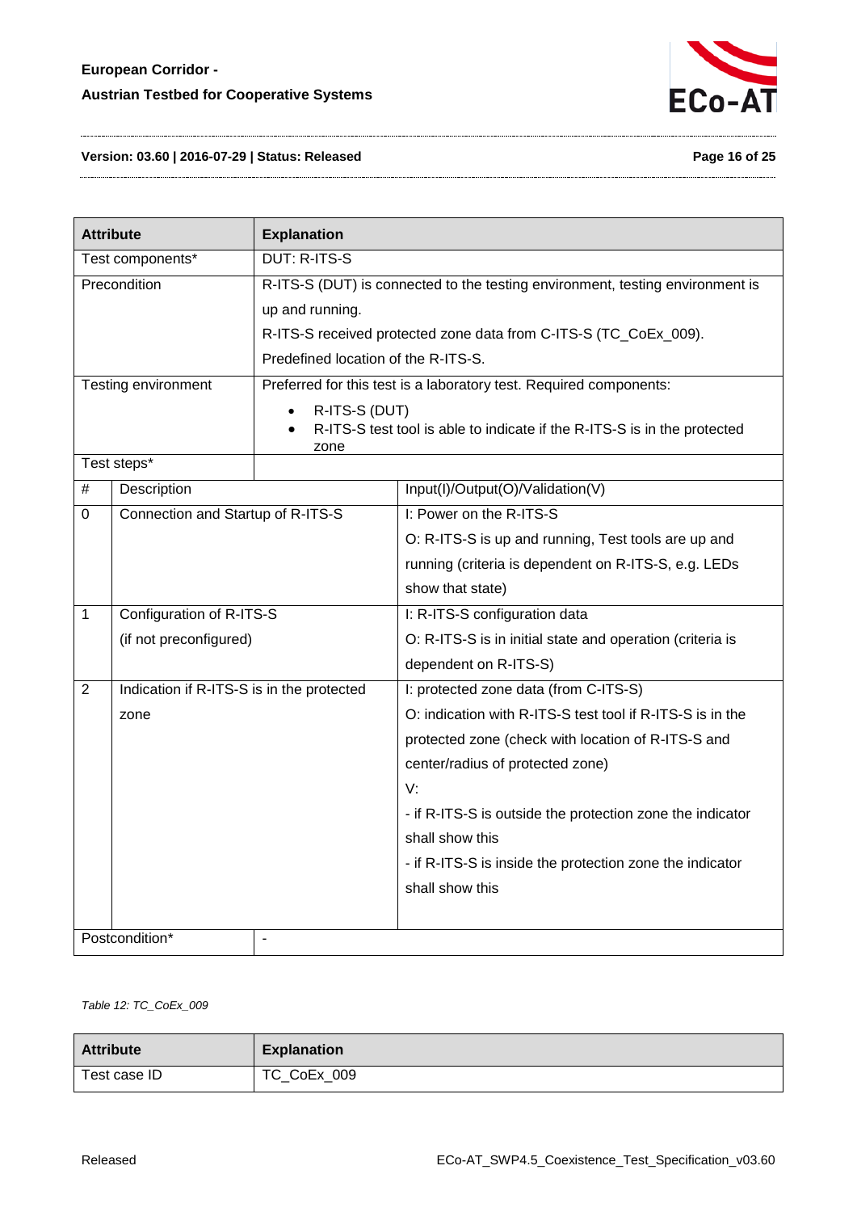| Attribute | Explanation | |
|---|---|---|
| Test components* | DUT: R-ITS-S | |
| Precondition | R-ITS-S (DUT) is connected to the testing environment, testing environment is up and running.<br>R-ITS-S received protected zone data from C-ITS-S (TC_CoEx_009).<br>Predefined location of the R-ITS-S. | |
| Testing environment | Preferred for this test is a laboratory test. Required components:<br>• R-ITS-S (DUT)<br>• R-ITS-S test tool is able to indicate if the R-ITS-S is in the protected zone | |
| Test steps* | | |
| # | Description | Input(I)/Output(O)/Validation(V) |
| 0 | Connection and Startup of R-ITS-S | I: Power on the R-ITS-S<br>O: R-ITS-S is up and running, Test tools are up and running (criteria is dependent on R-ITS-S, e.g. LEDs show that state) |
| 1 | Configuration of R-ITS-S<br>(if not preconfigured) | I: R-ITS-S configuration data<br>O: R-ITS-S is in initial state and operation (criteria is dependent on R-ITS-S) |
| 2 | Indication if R-ITS-S is in the protected zone | I: protected zone data (from C-ITS-S)<br>O: indication with R-ITS-S test tool if R-ITS-S is in the protected zone (check with location of R-ITS-S and center/radius of protected zone)<br>V:<br>- if R-ITS-S is outside the protection zone the indicator shall show this<br>- if R-ITS-S is inside the protection zone the indicator shall show this |
| Postcondition* | - | |

*Table 12: TC_CoEx_009*

| Attribute | Explanation |
|---|---|
| Test case ID | TC_CoEx_009 |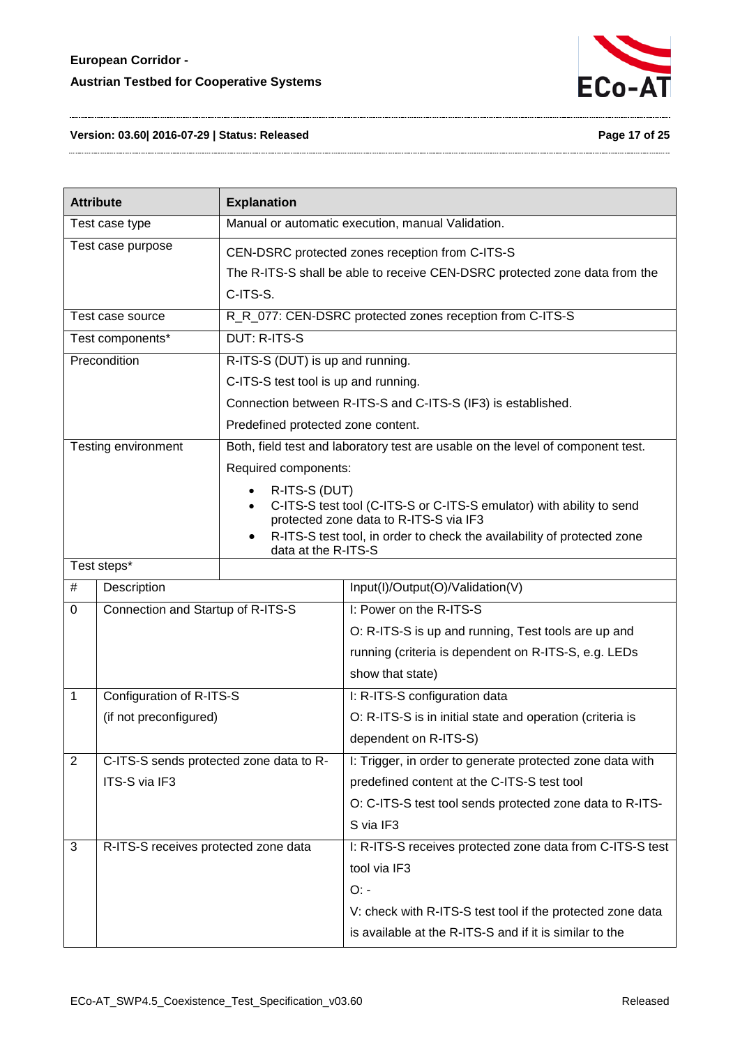| Attribute | Explanation |
| --- | --- |
| Test case type | Manual or automatic execution, manual Validation. |
| Test case purpose | CEN-DSRC protected zones reception from C-ITS-S<br>The R-ITS-S shall be able to receive CEN-DSRC protected zone data from the C-ITS-S. |
| Test case source | R_R_077: CEN-DSRC protected zones reception from C-ITS-S |
| Test components* | DUT: R-ITS-S |
| Precondition | R-ITS-S (DUT) is up and running.<br>C-ITS-S test tool is up and running.<br>Connection between R-ITS-S and C-ITS-S (IF3) is established.<br>Predefined protected zone content. |
| Testing environment | Both, field test and laboratory test are usable on the level of component test.<br>Required components:<br>• R-ITS-S (DUT)<br>• C-ITS-S test tool (C-ITS-S or C-ITS-S emulator) with ability to send protected zone data to R-ITS-S via IF3<br>• R-ITS-S test tool, in order to check the availability of protected zone data at the R-ITS-S |
| Test steps* | |

| # | Description | Input(I)/Output(O)/Validation(V) |
| --- | --- | --- |
| 0 | Connection and Startup of R-ITS-S | I: Power on the R-ITS-S<br>O: R-ITS-S is up and running, Test tools are up and running (criteria is dependent on R-ITS-S, e.g. LEDs show that state) |
| 1 | Configuration of R-ITS-S<br>(if not preconfigured) | I: R-ITS-S configuration data<br>O: R-ITS-S is in initial state and operation (criteria is dependent on R-ITS-S) |
| 2 | C-ITS-S sends protected zone data to R-ITS-S via IF3 | I: Trigger, in order to generate protected zone data with predefined content at the C-ITS-S test tool<br>O: C-ITS-S test tool sends protected zone data to R-ITS-S via IF3 |
| 3 | R-ITS-S receives protected zone data | I: R-ITS-S receives protected zone data from C-ITS-S test tool via IF3<br>O: -<br>V: check with R-ITS-S test tool if the protected zone data is available at the R-ITS-S and if it is similar to the |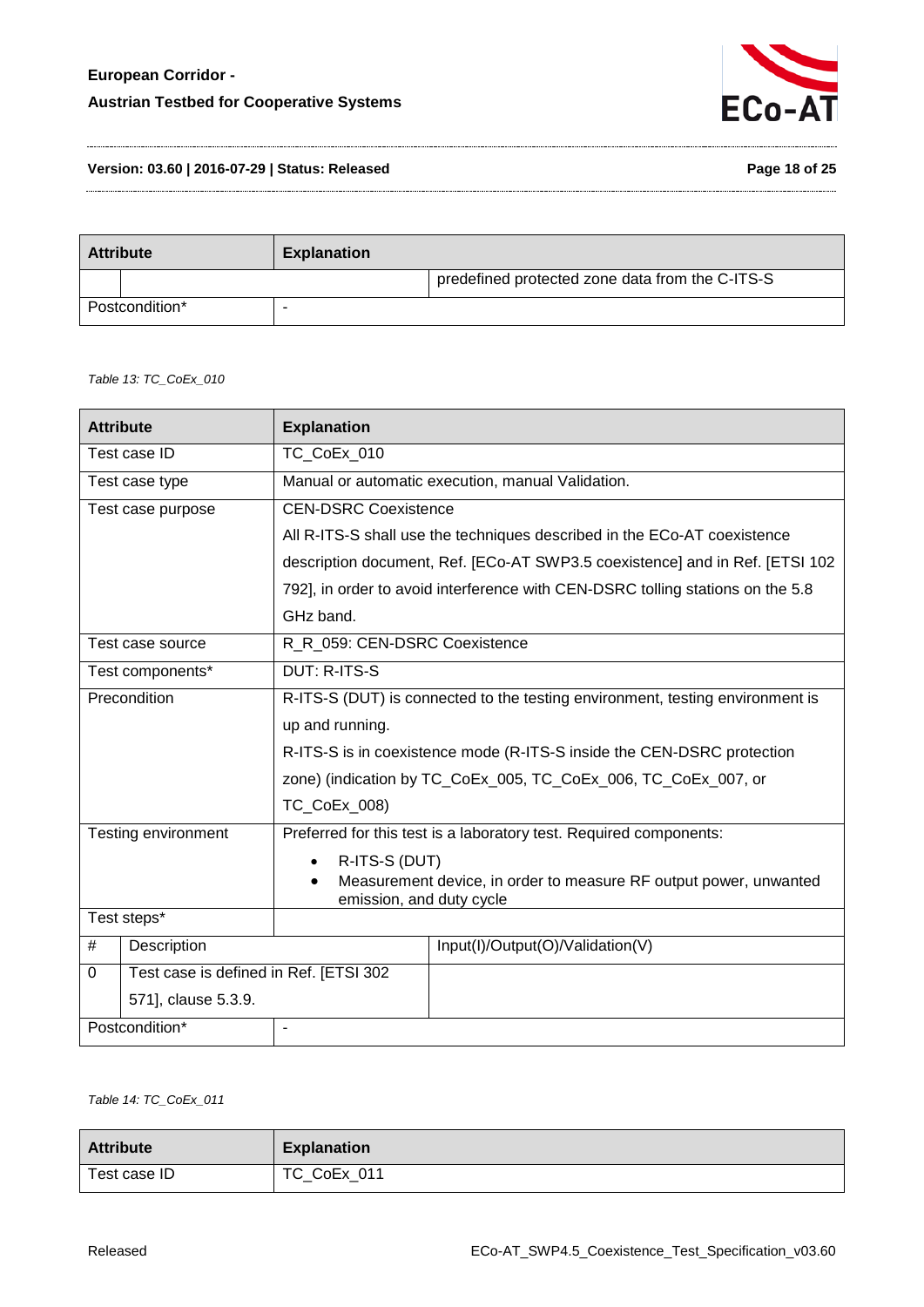| Attribute | Explanation |
|---|---|
| | predefined protected zone data from the C-ITS-S |
| Postcondition* | - |

*Table 13: TC_CoEx_010*

| Attribute | Explanation | |
|---|---|---|
| Test case ID | TC_CoEx_010 | |
| Test case type | Manual or automatic execution, manual Validation. | |
| Test case purpose | CEN-DSRC Coexistence<br>All R-ITS-S shall use the techniques described in the ECo-AT coexistence description document, Ref. [ECo-AT SWP3.5 coexistence] and in Ref. [ETSI 102 792], in order to avoid interference with CEN-DSRC tolling stations on the 5.8 GHz band. | |
| Test case source | R_R_059: CEN-DSRC Coexistence | |
| Test components* | DUT: R-ITS-S | |
| Precondition | R-ITS-S (DUT) is connected to the testing environment, testing environment is up and running.<br>R-ITS-S is in coexistence mode (R-ITS-S inside the CEN-DSRC protection zone) (indication by TC_CoEx_005, TC_CoEx_006, TC_CoEx_007, or TC_CoEx_008) | |
| Testing environment | Preferred for this test is a laboratory test. Required components:<br>• R-ITS-S (DUT)<br>• Measurement device, in order to measure RF output power, unwanted emission, and duty cycle | |
| Test steps* | | |
| # | Description | Input(I)/Output(O)/Validation(V) |
| 0 | Test case is defined in Ref. [ETSI 302 571], clause 5.3.9. | |
| Postcondition* | - | |

*Table 14: TC_CoEx_011*

| Attribute | Explanation |
|---|---|
| Test case ID | TC_CoEx_011 |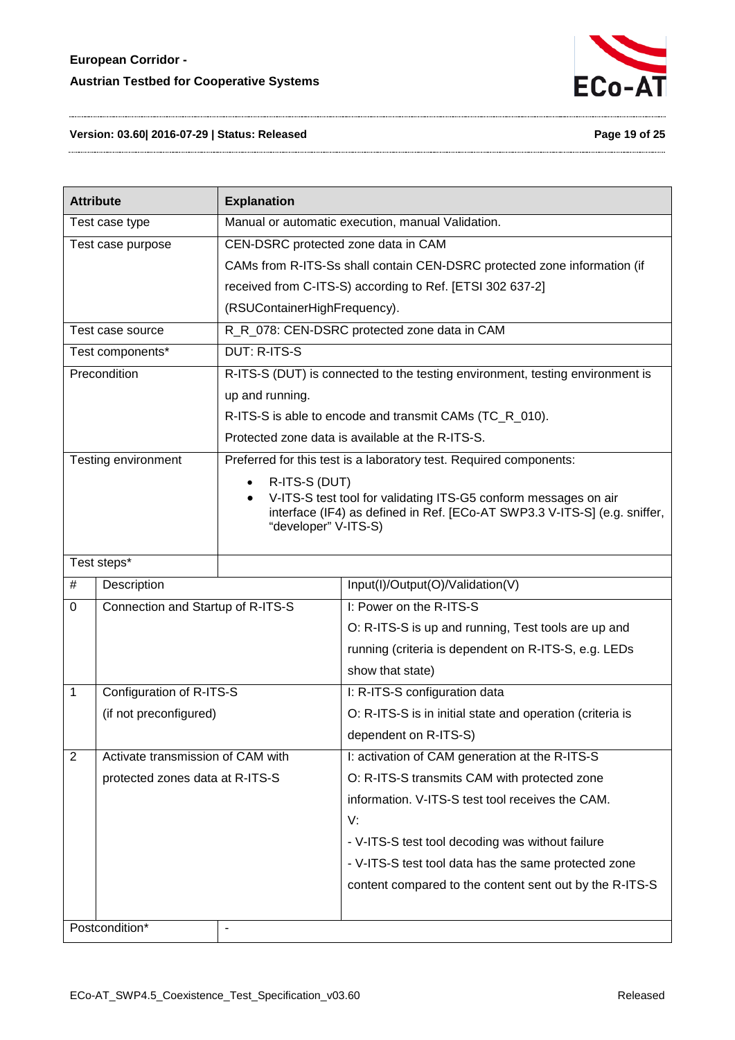| Attribute | Explanation | |
|---|---|---|
| Test case type | Manual or automatic execution, manual Validation. | |
| Test case purpose | CEN-DSRC protected zone data in CAM<br>CAMs from R-ITS-Ss shall contain CEN-DSRC protected zone information (if received from C-ITS-S) according to Ref. [ETSI 302 637-2] (RSUContainerHighFrequency). | |
| Test case source | R_R_078: CEN-DSRC protected zone data in CAM | |
| Test components* | DUT: R-ITS-S | |
| Precondition | R-ITS-S (DUT) is connected to the testing environment, testing environment is up and running.<br>R-ITS-S is able to encode and transmit CAMs (TC_R_010).<br>Protected zone data is available at the R-ITS-S. | |
| Testing environment | Preferred for this test is a laboratory test. Required components:<br>• R-ITS-S (DUT)<br>• V-ITS-S test tool for validating ITS-G5 conform messages on air interface (IF4) as defined in Ref. [ECo-AT SWP3.3 V-ITS-S] (e.g. sniffer, "developer" V-ITS-S) | |
| Test steps* | | |
| # | Description | Input(I)/Output(O)/Validation(V) |
| 0 | Connection and Startup of R-ITS-S | I: Power on the R-ITS-S<br>O: R-ITS-S is up and running, Test tools are up and running (criteria is dependent on R-ITS-S, e.g. LEDs show that state) |
| 1 | Configuration of R-ITS-S<br>(if not preconfigured) | I: R-ITS-S configuration data<br>O: R-ITS-S is in initial state and operation (criteria is dependent on R-ITS-S) |
| 2 | Activate transmission of CAM with protected zones data at R-ITS-S | I: activation of CAM generation at the R-ITS-S<br>O: R-ITS-S transmits CAM with protected zone information. V-ITS-S test tool receives the CAM.<br>V:<br>- V-ITS-S test tool decoding was without failure<br>- V-ITS-S test tool data has the same protected zone content compared to the content sent out by the R-ITS-S |
| Postcondition* | - | |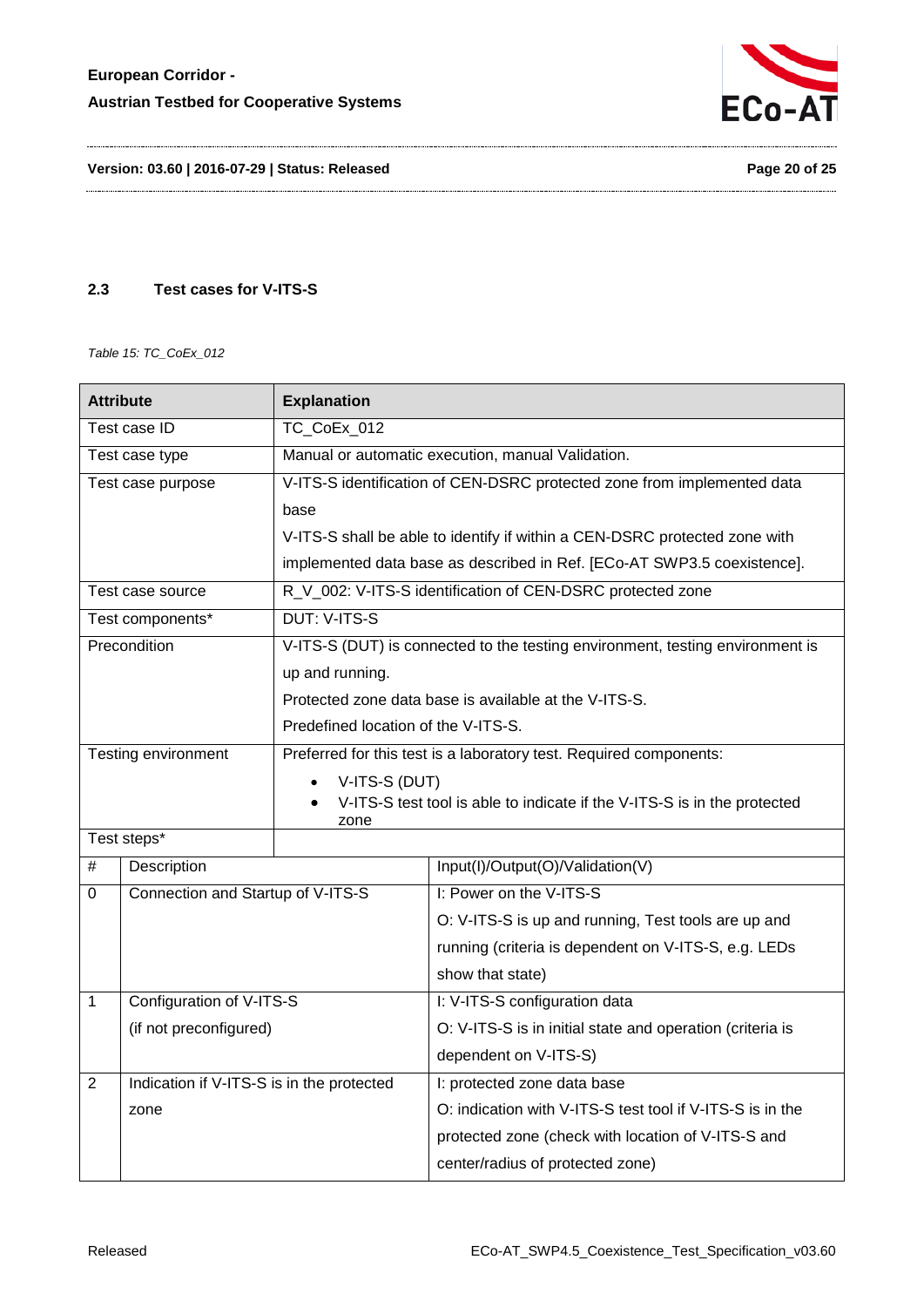### 2.3 Test cases for V-ITS-S

*Table 15: TC_CoEx_012*

| Attribute | Explanation |
|---|---|
| Test case ID | TC_CoEx_012 |
| Test case type | Manual or automatic execution, manual Validation. |
| Test case purpose | V-ITS-S identification of CEN-DSRC protected zone from implemented data base<br>V-ITS-S shall be able to identify if within a CEN-DSRC protected zone with implemented data base as described in Ref. [ECo-AT SWP3.5 coexistence]. |
| Test case source | R_V_002: V-ITS-S identification of CEN-DSRC protected zone |
| Test components* | DUT: V-ITS-S |
| Precondition | V-ITS-S (DUT) is connected to the testing environment, testing environment is up and running.<br>Protected zone data base is available at the V-ITS-S.<br>Predefined location of the V-ITS-S. |
| Testing environment | Preferred for this test is a laboratory test. Required components:<br>• V-ITS-S (DUT)<br>• V-ITS-S test tool is able to indicate if the V-ITS-S is in the protected zone |
| Test steps* | |

| # | Description | Input(I)/Output(O)/Validation(V) |
|---|---|---|
| 0 | Connection and Startup of V-ITS-S | I: Power on the V-ITS-S<br>O: V-ITS-S is up and running, Test tools are up and running (criteria is dependent on V-ITS-S, e.g. LEDs show that state) |
| 1 | Configuration of V-ITS-S<br>(if not preconfigured) | I: V-ITS-S configuration data<br>O: V-ITS-S is in initial state and operation (criteria is dependent on V-ITS-S) |
| 2 | Indication if V-ITS-S is in the protected zone | I: protected zone data base<br>O: indication with V-ITS-S test tool if V-ITS-S is in the protected zone (check with location of V-ITS-S and center/radius of protected zone) |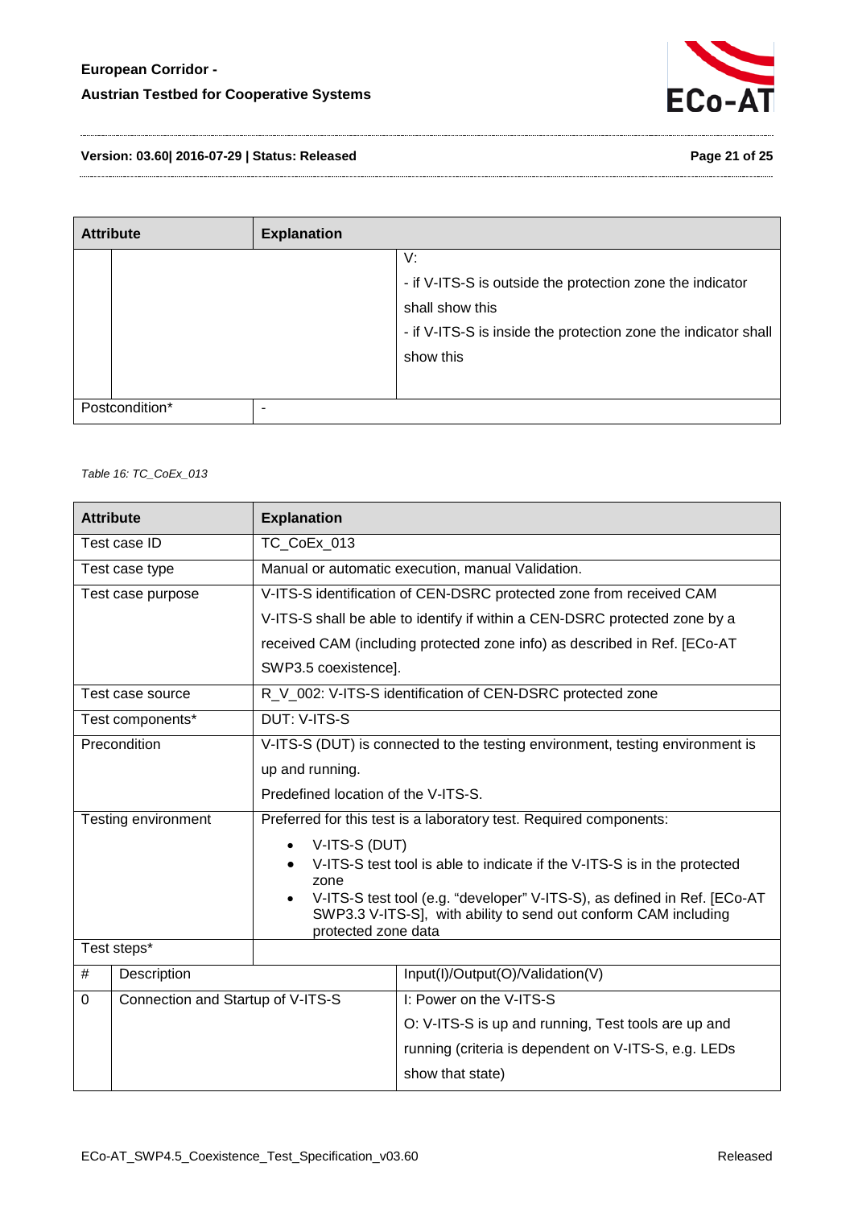| Attribute | Explanation | |
|---|---|---|
| | | V:<br>- if V-ITS-S is outside the protection zone the indicator shall show this<br>- if V-ITS-S is inside the protection zone the indicator shall show this |
| Postcondition* | - | |

*Table 16: TC_CoEx_013*

| Attribute | Explanation | |
|---|---|---|
| Test case ID | TC_CoEx_013 | |
| Test case type | Manual or automatic execution, manual Validation. | |
| Test case purpose | V-ITS-S identification of CEN-DSRC protected zone from received CAM<br>V-ITS-S shall be able to identify if within a CEN-DSRC protected zone by a received CAM (including protected zone info) as described in Ref. [ECo-AT SWP3.5 coexistence]. | |
| Test case source | R_V_002: V-ITS-S identification of CEN-DSRC protected zone | |
| Test components* | DUT: V-ITS-S | |
| Precondition | V-ITS-S (DUT) is connected to the testing environment, testing environment is up and running.<br>Predefined location of the V-ITS-S. | |
| Testing environment | Preferred for this test is a laboratory test. Required components:<br>• V-ITS-S (DUT)<br>• V-ITS-S test tool is able to indicate if the V-ITS-S is in the protected zone<br>• V-ITS-S test tool (e.g. "developer" V-ITS-S), as defined in Ref. [ECo-AT SWP3.3 V-ITS-S], with ability to send out conform CAM including protected zone data | |
| Test steps* | | |
| # | Description | Input(I)/Output(O)/Validation(V) |
| 0 | Connection and Startup of V-ITS-S | I: Power on the V-ITS-S<br>O: V-ITS-S is up and running, Test tools are up and running (criteria is dependent on V-ITS-S, e.g. LEDs show that state) |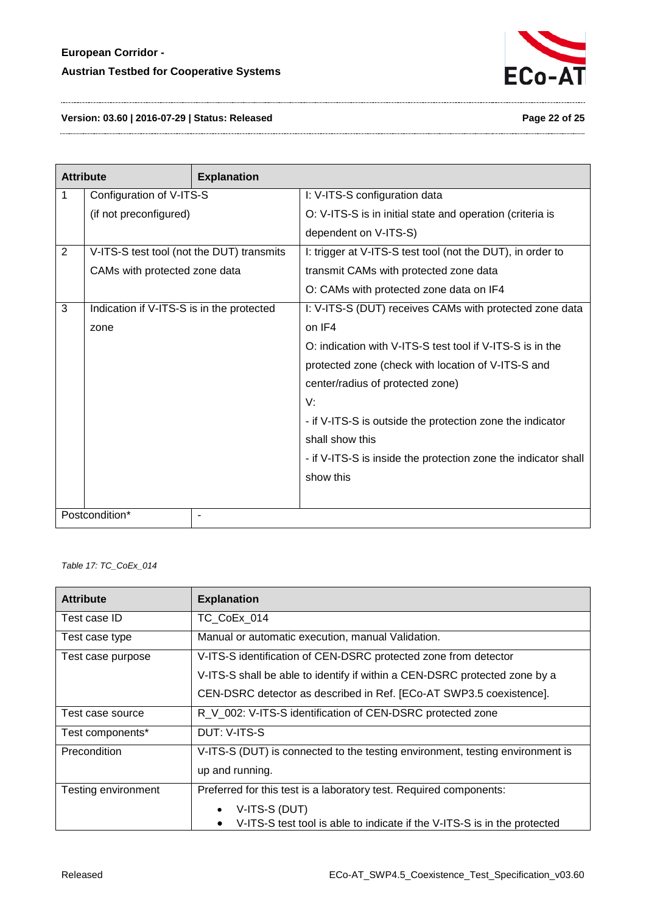| Attribute | Explanation | | |
|---|---|---|---|
| 1 | Configuration of V-ITS-S (if not preconfigured) | | I: V-ITS-S configuration data<br>O: V-ITS-S is in initial state and operation (criteria is dependent on V-ITS-S) |
| 2 | V-ITS-S test tool (not the DUT) transmits CAMs with protected zone data | | I: trigger at V-ITS-S test tool (not the DUT), in order to transmit CAMs with protected zone data<br>O: CAMs with protected zone data on IF4 |
| 3 | Indication if V-ITS-S is in the protected zone | | I: V-ITS-S (DUT) receives CAMs with protected zone data on IF4<br>O: indication with V-ITS-S test tool if V-ITS-S is in the protected zone (check with location of V-ITS-S and center/radius of protected zone)<br>V:<br>- if V-ITS-S is outside the protection zone the indicator shall show this<br>- if V-ITS-S is inside the protection zone the indicator shall show this |
| Postcondition* | - | | |

*Table 17: TC_CoEx_014*

| Attribute | Explanation |
|---|---|
| Test case ID | TC_CoEx_014 |
| Test case type | Manual or automatic execution, manual Validation. |
| Test case purpose | V-ITS-S identification of CEN-DSRC protected zone from detector<br>V-ITS-S shall be able to identify if within a CEN-DSRC protected zone by a CEN-DSRC detector as described in Ref. [ECo-AT SWP3.5 coexistence]. |
| Test case source | R_V_002: V-ITS-S identification of CEN-DSRC protected zone |
| Test components* | DUT: V-ITS-S |
| Precondition | V-ITS-S (DUT) is connected to the testing environment, testing environment is up and running. |
| Testing environment | Preferred for this test is a laboratory test. Required components:<br>• V-ITS-S (DUT)<br>• V-ITS-S test tool is able to indicate if the V-ITS-S is in the protected |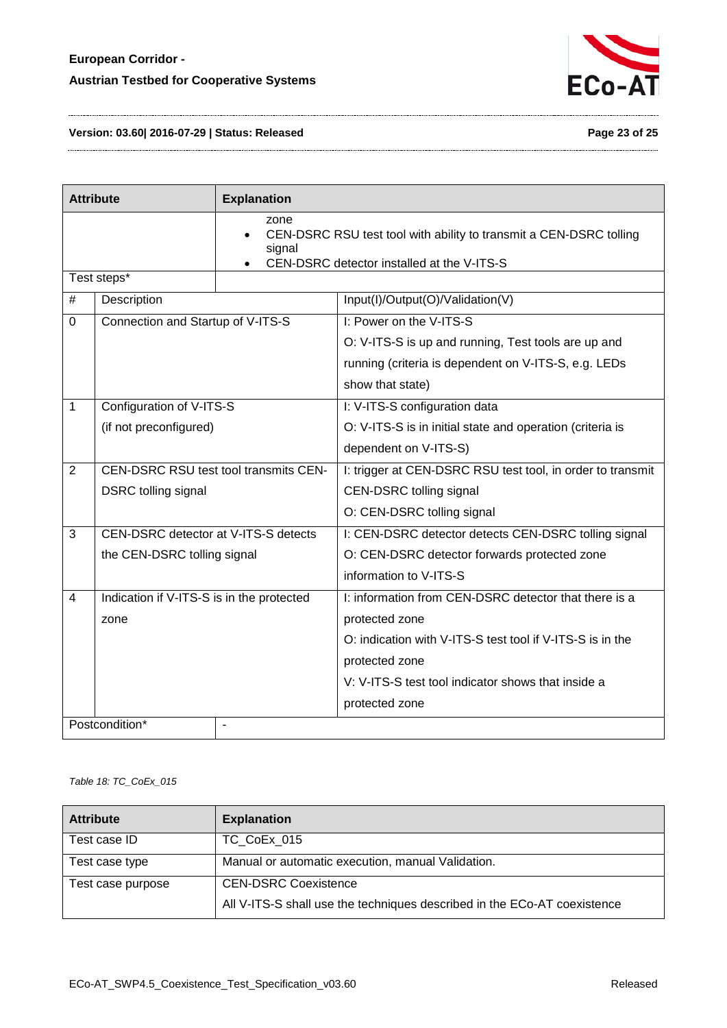| Attribute | Explanation | |
|---|---|---|
| | zone<br>• CEN-DSRC RSU test tool with ability to transmit a CEN-DSRC tolling signal<br>• CEN-DSRC detector installed at the V-ITS-S | |
| Test steps* | | |

| # | Description | Input(I)/Output(O)/Validation(V) |
|---|---|---|
| 0 | Connection and Startup of V-ITS-S | I: Power on the V-ITS-S<br>O: V-ITS-S is up and running, Test tools are up and running (criteria is dependent on V-ITS-S, e.g. LEDs show that state) |
| 1 | Configuration of V-ITS-S<br>(if not preconfigured) | I: V-ITS-S configuration data<br>O: V-ITS-S is in initial state and operation (criteria is dependent on V-ITS-S) |
| 2 | CEN-DSRC RSU test tool transmits CEN-DSRC tolling signal | I: trigger at CEN-DSRC RSU test tool, in order to transmit CEN-DSRC tolling signal<br>O: CEN-DSRC tolling signal |
| 3 | CEN-DSRC detector at V-ITS-S detects the CEN-DSRC tolling signal | I: CEN-DSRC detector detects CEN-DSRC tolling signal<br>O: CEN-DSRC detector forwards protected zone information to V-ITS-S |
| 4 | Indication if V-ITS-S is in the protected zone | I: information from CEN-DSRC detector that there is a protected zone<br>O: indication with V-ITS-S test tool if V-ITS-S is in the protected zone<br>V: V-ITS-S test tool indicator shows that inside a protected zone |

| Postcondition* | - |
|---|---|

*Table 18: TC_CoEx_015*

| Attribute | Explanation |
|---|---|
| Test case ID | TC_CoEx_015 |
| Test case type | Manual or automatic execution, manual Validation. |
| Test case purpose | CEN-DSRC Coexistence<br>All V-ITS-S shall use the techniques described in the ECo-AT coexistence |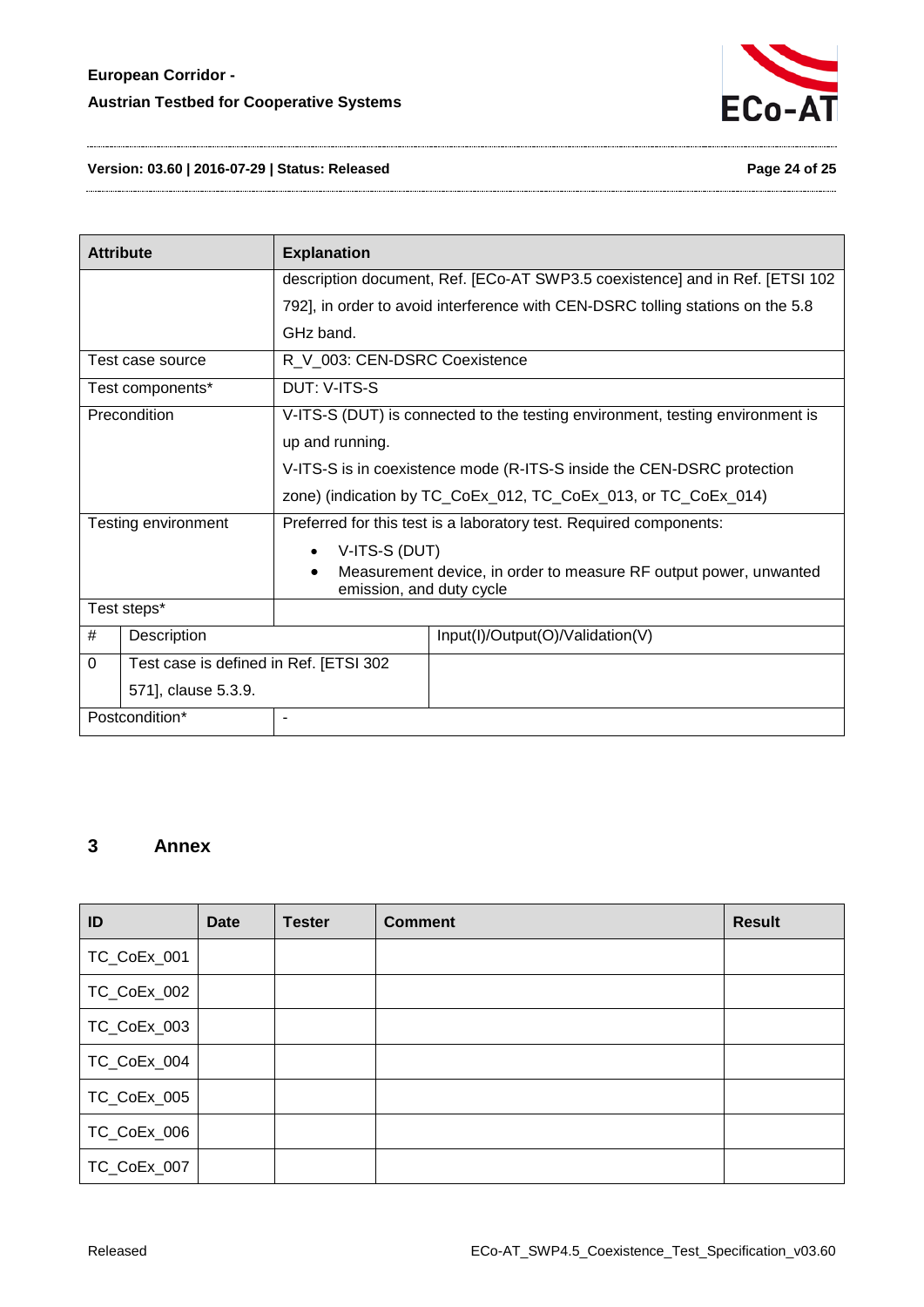| Attribute | Explanation | |
|---|---|---|
| | description document, Ref. [ECo-AT SWP3.5 coexistence] and in Ref. [ETSI 102 792], in order to avoid interference with CEN-DSRC tolling stations on the 5.8 GHz band. | |
| Test case source | R_V_003: CEN-DSRC Coexistence | |
| Test components* | DUT: V-ITS-S | |
| Precondition | V-ITS-S (DUT) is connected to the testing environment, testing environment is up and running.<br>V-ITS-S is in coexistence mode (R-ITS-S inside the CEN-DSRC protection zone) (indication by TC_CoEx_012, TC_CoEx_013, or TC_CoEx_014) | |
| Testing environment | Preferred for this test is a laboratory test. Required components:<br>• V-ITS-S (DUT)<br>• Measurement device, in order to measure RF output power, unwanted emission, and duty cycle | |
| Test steps* | | |
| # | Description | Input(I)/Output(O)/Validation(V) |
| 0 | Test case is defined in Ref. [ETSI 302 571], clause 5.3.9. | |
| Postcondition* | - | |

# 3 Annex

| ID | Date | Tester | Comment | Result |
|---|---|---|---|---|
| TC_CoEx_001 | | | | |
| TC_CoEx_002 | | | | |
| TC_CoEx_003 | | | | |
| TC_CoEx_004 | | | | |
| TC_CoEx_005 | | | | |
| TC_CoEx_006 | | | | |
| TC_CoEx_007 | | | | |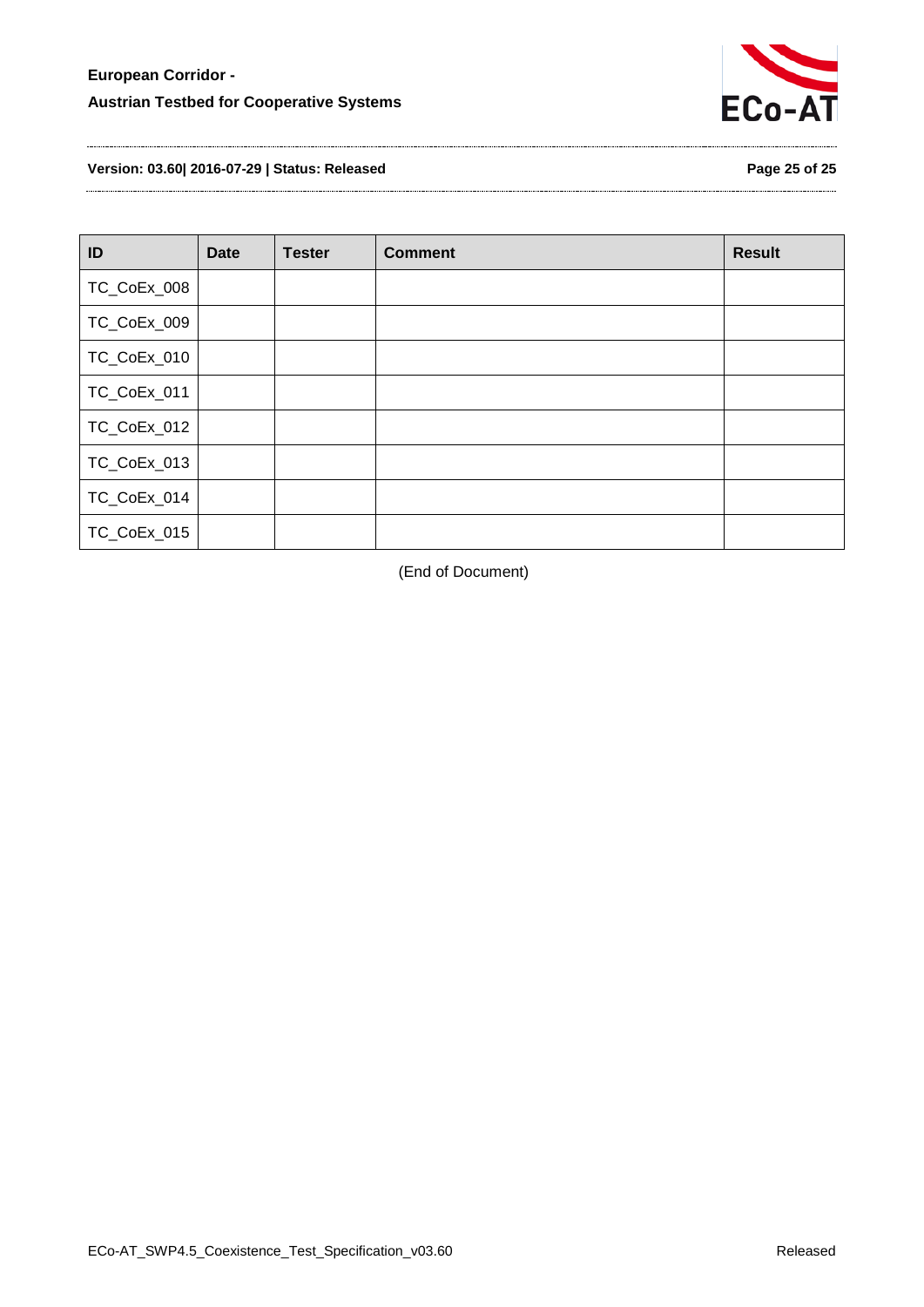| ID | Date | Tester | Comment | Result |
| --- | --- | --- | --- | --- |
| TC_CoEx_008 | | | | |
| TC_CoEx_009 | | | | |
| TC_CoEx_010 | | | | |
| TC_CoEx_011 | | | | |
| TC_CoEx_012 | | | | |
| TC_CoEx_013 | | | | |
| TC_CoEx_014 | | | | |
| TC_CoEx_015 | | | | |

(End of Document)